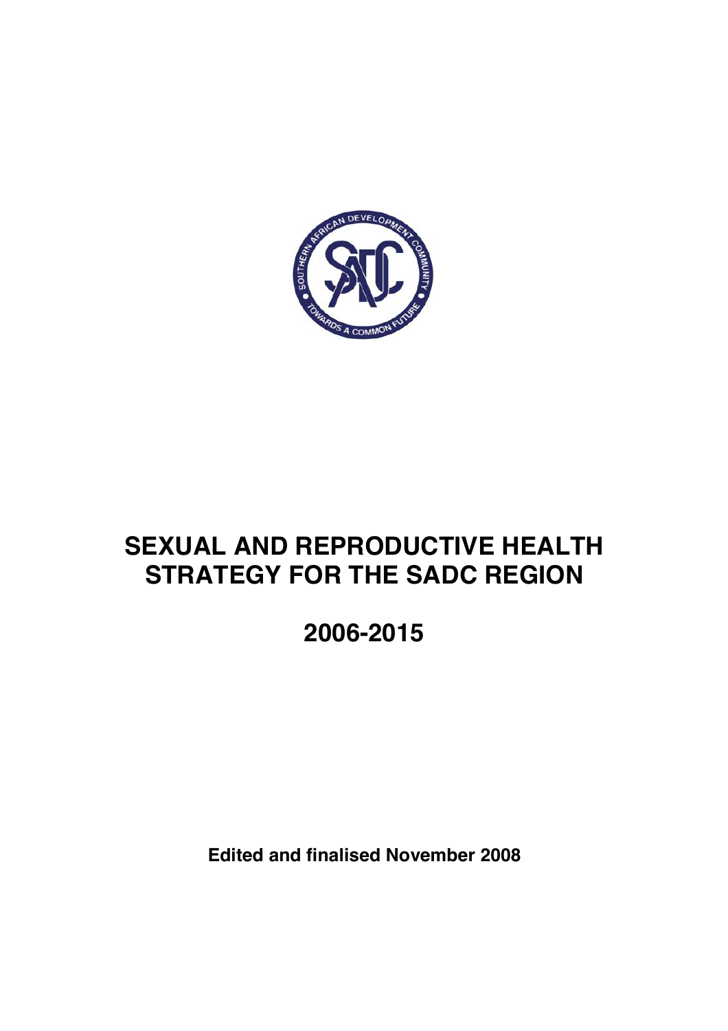# SEXUAL AND REPRODUCTIVE HEALTH STRATEGY FOR THE SADC REGION

## 2006-2015

**Edited and finalised November 2008**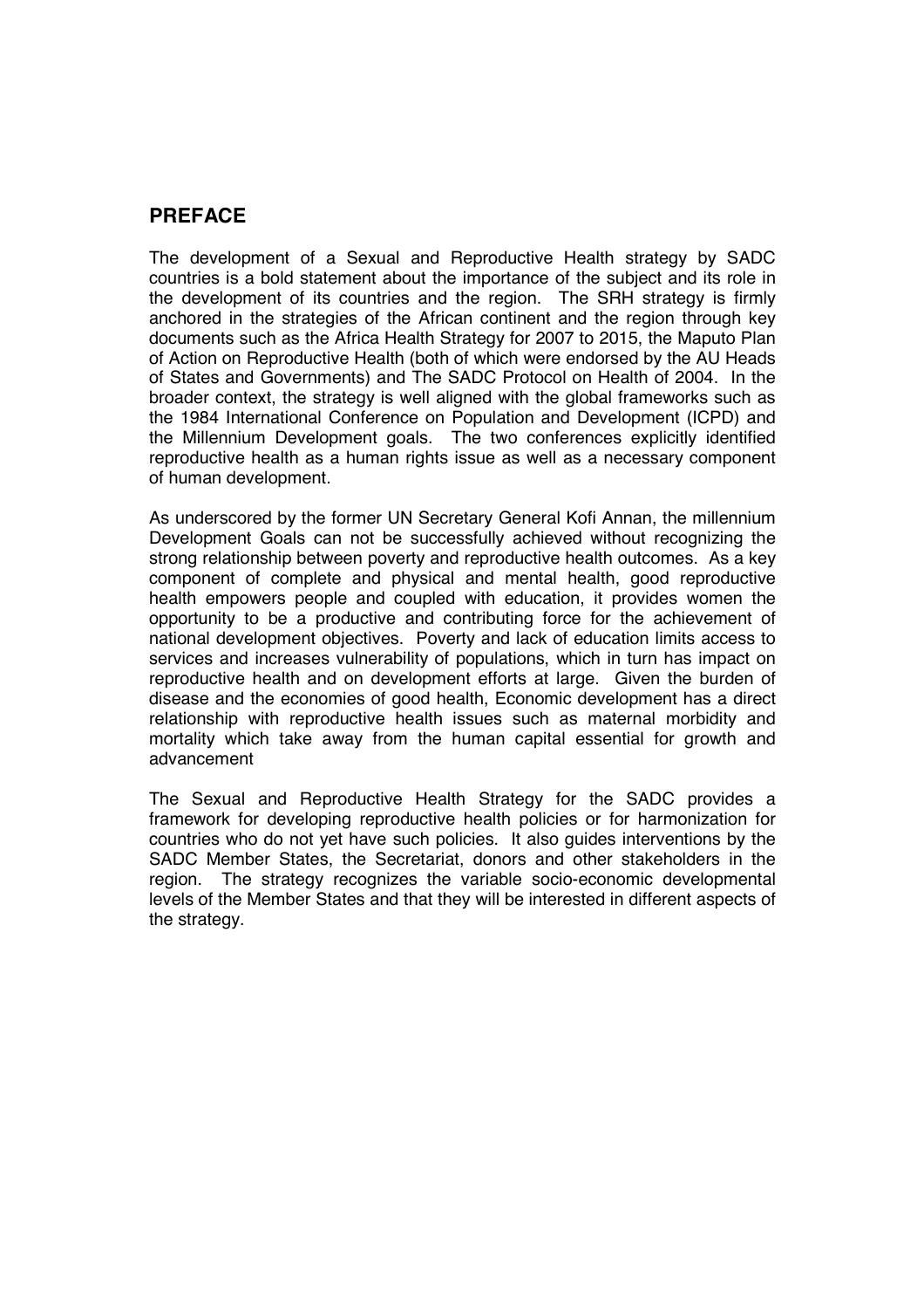## PREFACE

The development of a Sexual and Reproductive Health strategy by SADC countries is a bold statement about the importance of the subject and its role in the development of its countries and the region. The SRH strategy is firmly anchored in the strategies of the African continent and the region through key documents such as the Africa Health Strategy for 2007 to 2015, the Maputo Plan of Action on Reproductive Health (both of which were endorsed by the AU Heads of States and Governments) and The SADC Protocol on Health of 2004. In the broader context, the strategy is well aligned with the global frameworks such as the 1984 International Conference on Population and Development (ICPD) and the Millennium Development goals. The two conferences explicitly identified reproductive health as a human rights issue as well as a necessary component of human development.

As underscored by the former UN Secretary General Kofi Annan, the millennium Development Goals can not be successfully achieved without recognizing the strong relationship between poverty and reproductive health outcomes. As a key component of complete and physical and mental health, good reproductive health empowers people and coupled with education, it provides women the opportunity to be a productive and contributing force for the achievement of national development objectives. Poverty and lack of education limits access to services and increases vulnerability of populations, which in turn has impact on reproductive health and on development efforts at large. Given the burden of disease and the economies of good health, Economic development has a direct relationship with reproductive health issues such as maternal morbidity and mortality which take away from the human capital essential for growth and advancement

The Sexual and Reproductive Health Strategy for the SADC provides a framework for developing reproductive health policies or for harmonization for countries who do not yet have such policies. It also guides interventions by the SADC Member States, the Secretariat, donors and other stakeholders in the region. The strategy recognizes the variable socio-economic developmental levels of the Member States and that they will be interested in different aspects of the strategy.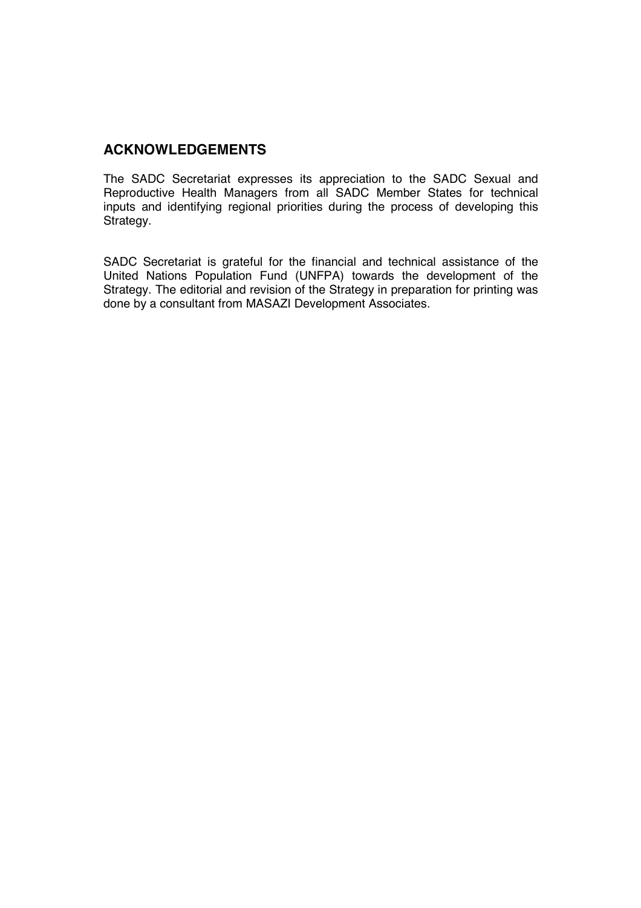## ACKNOWLEDGEMENTS

The SADC Secretariat expresses its appreciation to the SADC Sexual and Reproductive Health Managers from all SADC Member States for technical inputs and identifying regional priorities during the process of developing this Strategy.

SADC Secretariat is grateful for the financial and technical assistance of the United Nations Population Fund (UNFPA) towards the development of the Strategy. The editorial and revision of the Strategy in preparation for printing was done by a consultant from MASAZI Development Associates.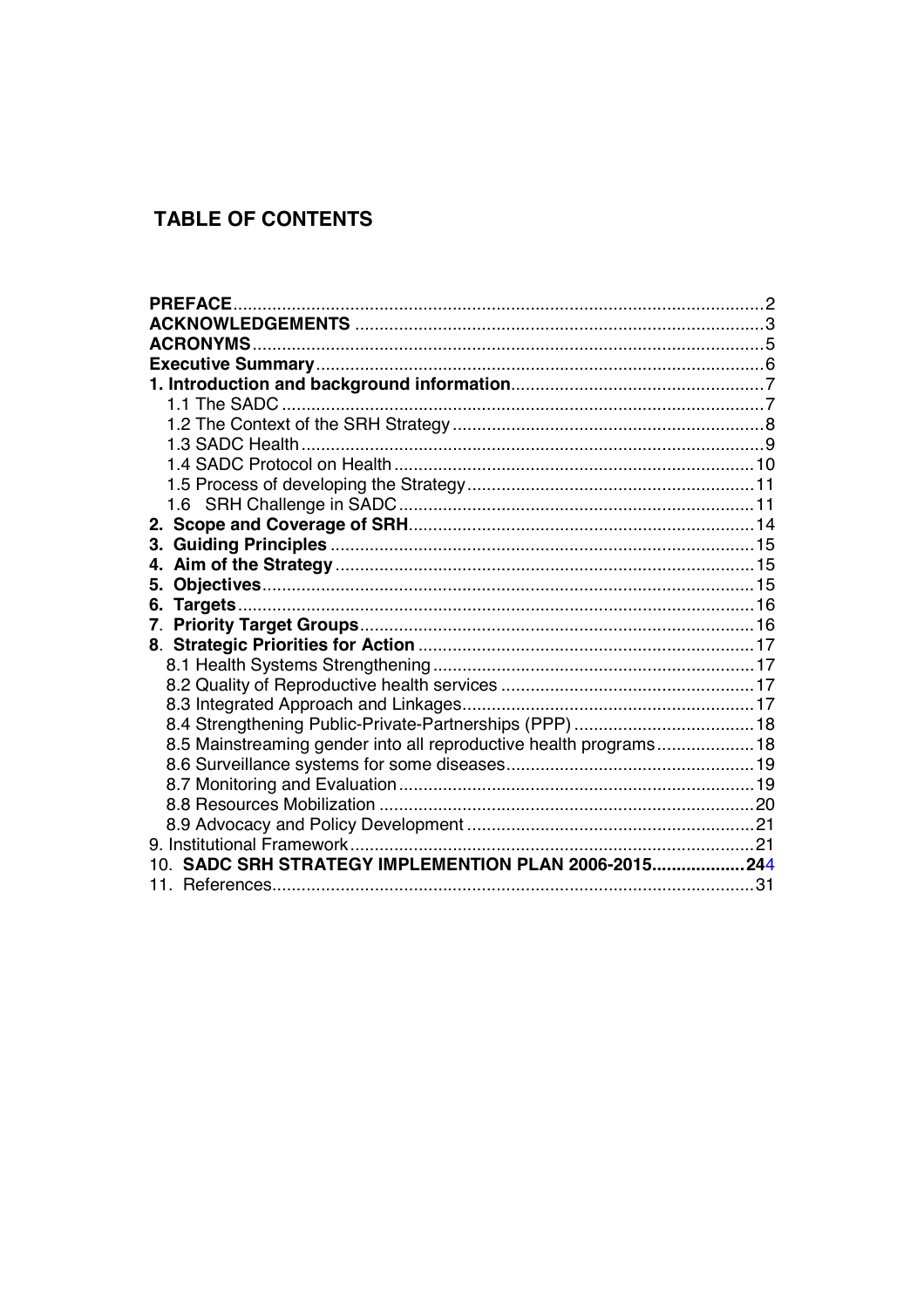## TABLE OF CONTENTS

| | |
|---|---|
| **PREFACE** | 2 |
| **ACKNOWLEDGEMENTS** | 3 |
| **ACRONYMS** | 5 |
| **Executive Summary** | 6 |
| **1. Introduction and background information** | 7 |
| 1.1 The SADC | 7 |
| 1.2 The Context of the SRH Strategy | 8 |
| 1.3 SADC Health | 9 |
| 1.4 SADC Protocol on Health | 10 |
| 1.5 Process of developing the Strategy | 11 |
| 1.6 SRH Challenge in SADC | 11 |
| **2. Scope and Coverage of SRH** | 14 |
| **3. Guiding Principles** | 15 |
| **4. Aim of the Strategy** | 15 |
| **5. Objectives** | 15 |
| **6. Targets** | 16 |
| **7. Priority Target Groups** | 16 |
| **8. Strategic Priorities for Action** | 17 |
| 8.1 Health Systems Strengthening | 17 |
| 8.2 Quality of Reproductive health services | 17 |
| 8.3 Integrated Approach and Linkages | 17 |
| 8.4 Strengthening Public-Private-Partnerships (PPP) | 18 |
| 8.5 Mainstreaming gender into all reproductive health programs | 18 |
| 8.6 Surveillance systems for some diseases | 19 |
| 8.7 Monitoring and Evaluation | 19 |
| 8.8 Resources Mobilization | 20 |
| 8.9 Advocacy and Policy Development | 21 |
| 9. Institutional Framework | 21 |
| 10. **SADC SRH STRATEGY IMPLEMENTION PLAN 2006-2015** | **244** |
| 11. References | 31 |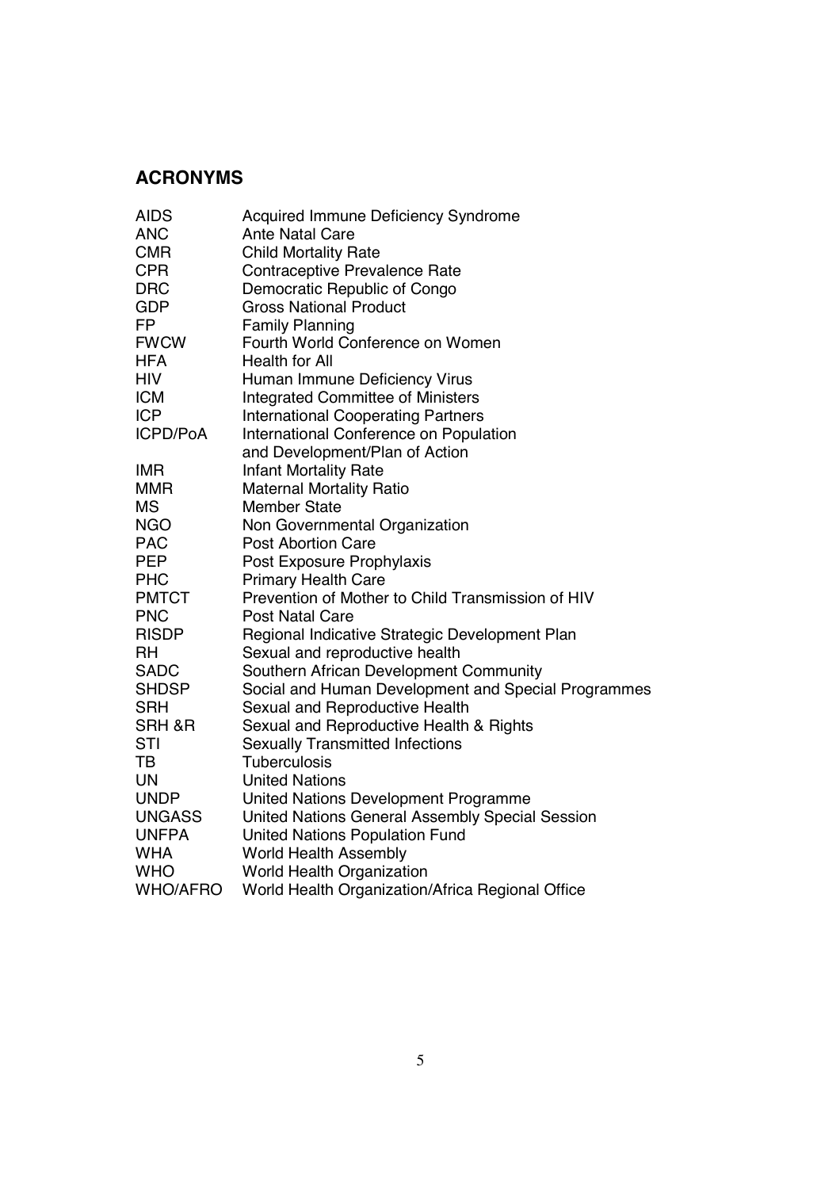## ACRONYMS

| | |
|---|---|
| AIDS | Acquired Immune Deficiency Syndrome |
| ANC | Ante Natal Care |
| CMR | Child Mortality Rate |
| CPR | Contraceptive Prevalence Rate |
| DRC | Democratic Republic of Congo |
| GDP | Gross National Product |
| FP | Family Planning |
| FWCW | Fourth World Conference on Women |
| HFA | Health for All |
| HIV | Human Immune Deficiency Virus |
| ICM | Integrated Committee of Ministers |
| ICP | International Cooperating Partners |
| ICPD/PoA | International Conference on Population and Development/Plan of Action |
| IMR | Infant Mortality Rate |
| MMR | Maternal Mortality Ratio |
| MS | Member State |
| NGO | Non Governmental Organization |
| PAC | Post Abortion Care |
| PEP | Post Exposure Prophylaxis |
| PHC | Primary Health Care |
| PMTCT | Prevention of Mother to Child Transmission of HIV |
| PNC | Post Natal Care |
| RISDP | Regional Indicative Strategic Development Plan |
| RH | Sexual and reproductive health |
| SADC | Southern African Development Community |
| SHDSP | Social and Human Development and Special Programmes |
| SRH | Sexual and Reproductive Health |
| SRH &R | Sexual and Reproductive Health & Rights |
| STI | Sexually Transmitted Infections |
| TB | Tuberculosis |
| UN | United Nations |
| UNDP | United Nations Development Programme |
| UNGASS | United Nations General Assembly Special Session |
| UNFPA | United Nations Population Fund |
| WHA | World Health Assembly |
| WHO | World Health Organization |
| WHO/AFRO | World Health Organization/Africa Regional Office |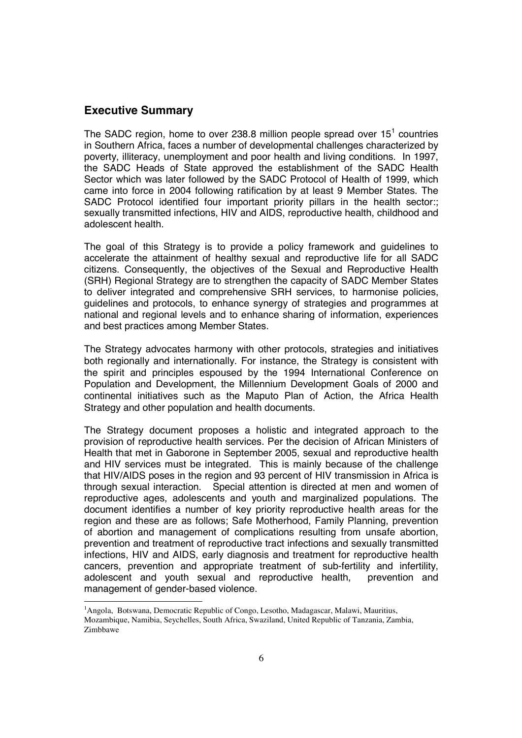## Executive Summary

The SADC region, home to over 238.8 million people spread over 15[1] countries in Southern Africa, faces a number of developmental challenges characterized by poverty, illiteracy, unemployment and poor health and living conditions. In 1997, the SADC Heads of State approved the establishment of the SADC Health Sector which was later followed by the SADC Protocol of Health of 1999, which came into force in 2004 following ratification by at least 9 Member States. The SADC Protocol identified four important priority pillars in the health sector:; sexually transmitted infections, HIV and AIDS, reproductive health, childhood and adolescent health.

The goal of this Strategy is to provide a policy framework and guidelines to accelerate the attainment of healthy sexual and reproductive life for all SADC citizens. Consequently, the objectives of the Sexual and Reproductive Health (SRH) Regional Strategy are to strengthen the capacity of SADC Member States to deliver integrated and comprehensive SRH services, to harmonise policies, guidelines and protocols, to enhance synergy of strategies and programmes at national and regional levels and to enhance sharing of information, experiences and best practices among Member States.

The Strategy advocates harmony with other protocols, strategies and initiatives both regionally and internationally. For instance, the Strategy is consistent with the spirit and principles espoused by the 1994 International Conference on Population and Development, the Millennium Development Goals of 2000 and continental initiatives such as the Maputo Plan of Action, the Africa Health Strategy and other population and health documents.

The Strategy document proposes a holistic and integrated approach to the provision of reproductive health services. Per the decision of African Ministers of Health that met in Gaborone in September 2005, sexual and reproductive health and HIV services must be integrated. This is mainly because of the challenge that HIV/AIDS poses in the region and 93 percent of HIV transmission in Africa is through sexual interaction. Special attention is directed at men and women of reproductive ages, adolescents and youth and marginalized populations. The document identifies a number of key priority reproductive health areas for the region and these are as follows; Safe Motherhood, Family Planning, prevention of abortion and management of complications resulting from unsafe abortion, prevention and treatment of reproductive tract infections and sexually transmitted infections, HIV and AIDS, early diagnosis and treatment for reproductive health cancers, prevention and appropriate treatment of sub-fertility and infertility, adolescent and youth sexual and reproductive health, prevention and management of gender-based violence.

---

[1] Angola, Botswana, Democratic Republic of Congo, Lesotho, Madagascar, Malawi, Mauritius, Mozambique, Namibia, Seychelles, South Africa, Swaziland, United Republic of Tanzania, Zambia, Zimbbawe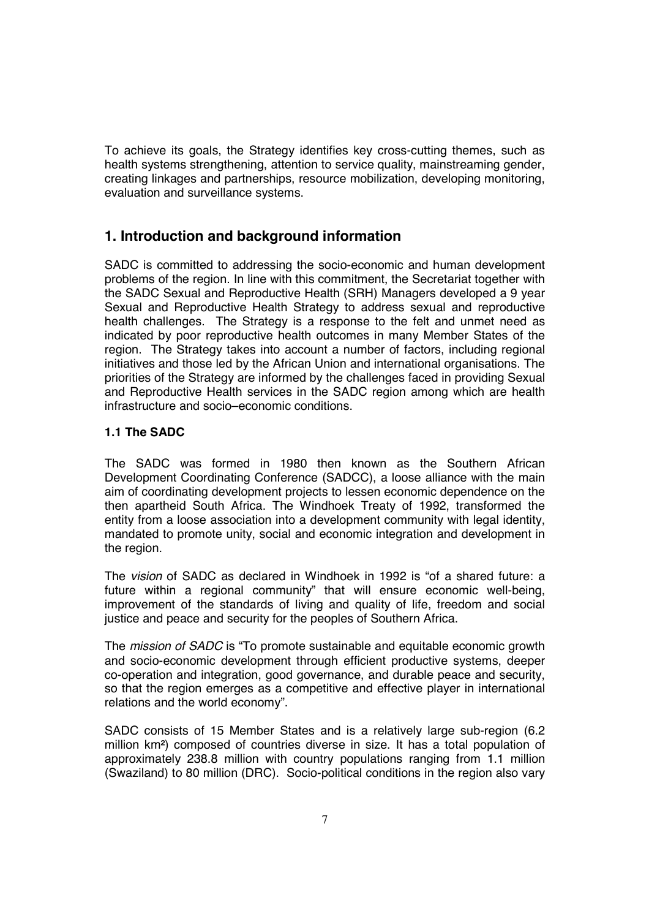To achieve its goals, the Strategy identifies key cross-cutting themes, such as health systems strengthening, attention to service quality, mainstreaming gender, creating linkages and partnerships, resource mobilization, developing monitoring, evaluation and surveillance systems.

## 1. Introduction and background information

SADC is committed to addressing the socio-economic and human development problems of the region. In line with this commitment, the Secretariat together with the SADC Sexual and Reproductive Health (SRH) Managers developed a 9 year Sexual and Reproductive Health Strategy to address sexual and reproductive health challenges. The Strategy is a response to the felt and unmet need as indicated by poor reproductive health outcomes in many Member States of the region. The Strategy takes into account a number of factors, including regional initiatives and those led by the African Union and international organisations. The priorities of the Strategy are informed by the challenges faced in providing Sexual and Reproductive Health services in the SADC region among which are health infrastructure and socio–economic conditions.

### 1.1 The SADC

The SADC was formed in 1980 then known as the Southern African Development Coordinating Conference (SADCC), a loose alliance with the main aim of coordinating development projects to lessen economic dependence on the then apartheid South Africa. The Windhoek Treaty of 1992, transformed the entity from a loose association into a development community with legal identity, mandated to promote unity, social and economic integration and development in the region.

The *vision* of SADC as declared in Windhoek in 1992 is "of a shared future: a future within a regional community" that will ensure economic well-being, improvement of the standards of living and quality of life, freedom and social justice and peace and security for the peoples of Southern Africa.

The *mission of SADC* is "To promote sustainable and equitable economic growth and socio-economic development through efficient productive systems, deeper co-operation and integration, good governance, and durable peace and security, so that the region emerges as a competitive and effective player in international relations and the world economy".

SADC consists of 15 Member States and is a relatively large sub-region (6.2 million km²) composed of countries diverse in size. It has a total population of approximately 238.8 million with country populations ranging from 1.1 million (Swaziland) to 80 million (DRC). Socio-political conditions in the region also vary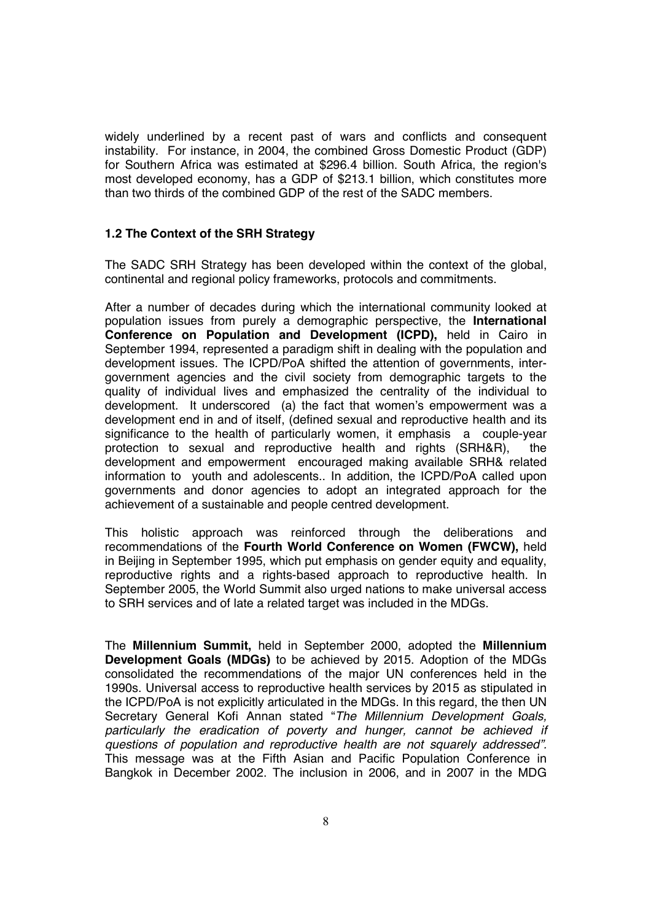widely underlined by a recent past of wars and conflicts and consequent instability. For instance, in 2004, the combined Gross Domestic Product (GDP) for Southern Africa was estimated at \$296.4 billion. South Africa, the region's most developed economy, has a GDP of \$213.1 billion, which constitutes more than two thirds of the combined GDP of the rest of the SADC members.

### 1.2 The Context of the SRH Strategy

The SADC SRH Strategy has been developed within the context of the global, continental and regional policy frameworks, protocols and commitments.

After a number of decades during which the international community looked at population issues from purely a demographic perspective, the **International Conference on Population and Development (ICPD),** held in Cairo in September 1994, represented a paradigm shift in dealing with the population and development issues. The ICPD/PoA shifted the attention of governments, inter-government agencies and the civil society from demographic targets to the quality of individual lives and emphasized the centrality of the individual to development. It underscored (a) the fact that women's empowerment was a development end in and of itself, (defined sexual and reproductive health and its significance to the health of particularly women, it emphasis a couple-year protection to sexual and reproductive health and rights (SRH&R), the development and empowerment encouraged making available SRH& related information to youth and adolescents.. In addition, the ICPD/PoA called upon governments and donor agencies to adopt an integrated approach for the achievement of a sustainable and people centred development.

This holistic approach was reinforced through the deliberations and recommendations of the **Fourth World Conference on Women (FWCW),** held in Beijing in September 1995, which put emphasis on gender equity and equality, reproductive rights and a rights-based approach to reproductive health. In September 2005, the World Summit also urged nations to make universal access to SRH services and of late a related target was included in the MDGs.

The **Millennium Summit,** held in September 2000, adopted the **Millennium Development Goals (MDGs)** to be achieved by 2015. Adoption of the MDGs consolidated the recommendations of the major UN conferences held in the 1990s. Universal access to reproductive health services by 2015 as stipulated in the ICPD/PoA is not explicitly articulated in the MDGs. In this regard, the then UN Secretary General Kofi Annan stated "*The Millennium Development Goals, particularly the eradication of poverty and hunger, cannot be achieved if questions of population and reproductive health are not squarely addressed".* This message was at the Fifth Asian and Pacific Population Conference in Bangkok in December 2002. The inclusion in 2006, and in 2007 in the MDG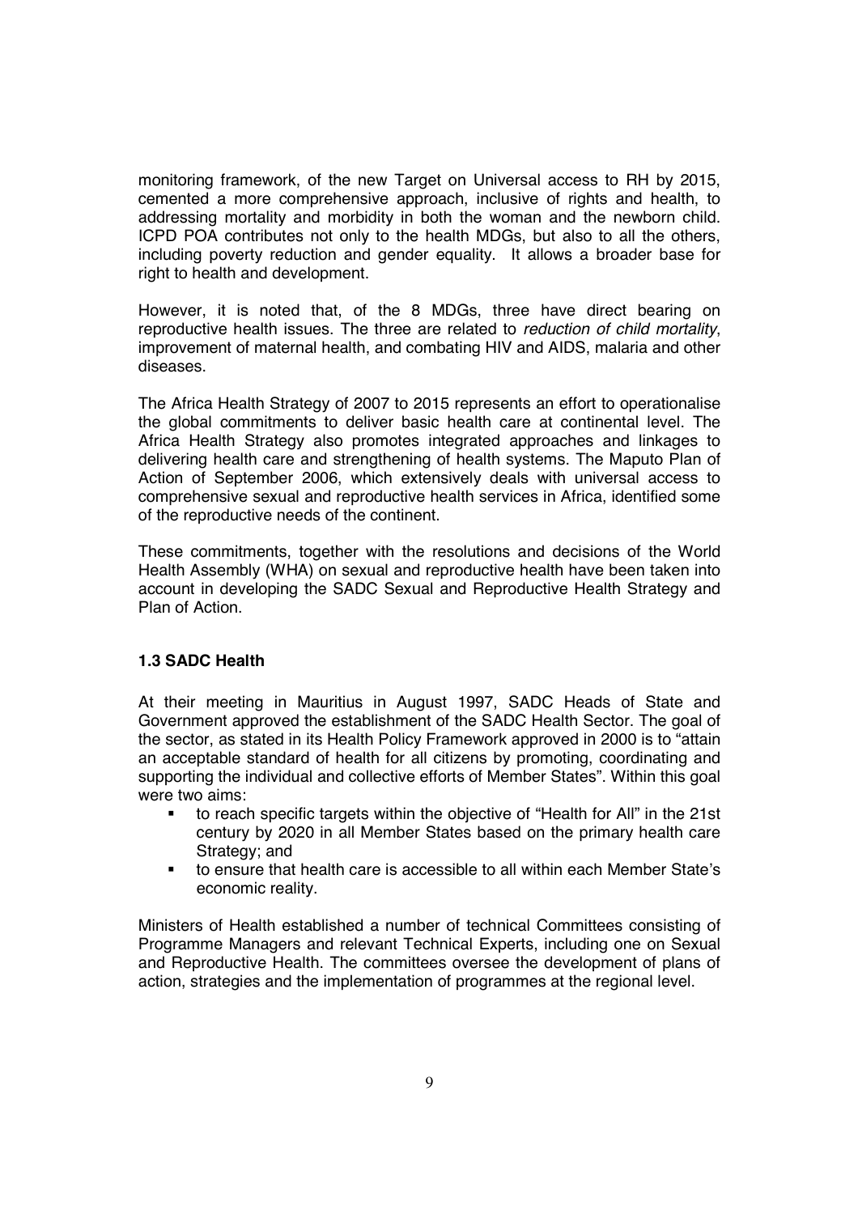monitoring framework, of the new Target on Universal access to RH by 2015, cemented a more comprehensive approach, inclusive of rights and health, to addressing mortality and morbidity in both the woman and the newborn child. ICPD POA contributes not only to the health MDGs, but also to all the others, including poverty reduction and gender equality. It allows a broader base for right to health and development.

However, it is noted that, of the 8 MDGs, three have direct bearing on reproductive health issues. The three are related to *reduction of child mortality*, improvement of maternal health, and combating HIV and AIDS, malaria and other diseases.

The Africa Health Strategy of 2007 to 2015 represents an effort to operationalise the global commitments to deliver basic health care at continental level. The Africa Health Strategy also promotes integrated approaches and linkages to delivering health care and strengthening of health systems. The Maputo Plan of Action of September 2006, which extensively deals with universal access to comprehensive sexual and reproductive health services in Africa, identified some of the reproductive needs of the continent.

These commitments, together with the resolutions and decisions of the World Health Assembly (WHA) on sexual and reproductive health have been taken into account in developing the SADC Sexual and Reproductive Health Strategy and Plan of Action.

### 1.3 SADC Health

At their meeting in Mauritius in August 1997, SADC Heads of State and Government approved the establishment of the SADC Health Sector. The goal of the sector, as stated in its Health Policy Framework approved in 2000 is to "attain an acceptable standard of health for all citizens by promoting, coordinating and supporting the individual and collective efforts of Member States". Within this goal were two aims:

- to reach specific targets within the objective of "Health for All" in the 21st century by 2020 in all Member States based on the primary health care Strategy; and
- to ensure that health care is accessible to all within each Member State's economic reality.

Ministers of Health established a number of technical Committees consisting of Programme Managers and relevant Technical Experts, including one on Sexual and Reproductive Health. The committees oversee the development of plans of action, strategies and the implementation of programmes at the regional level.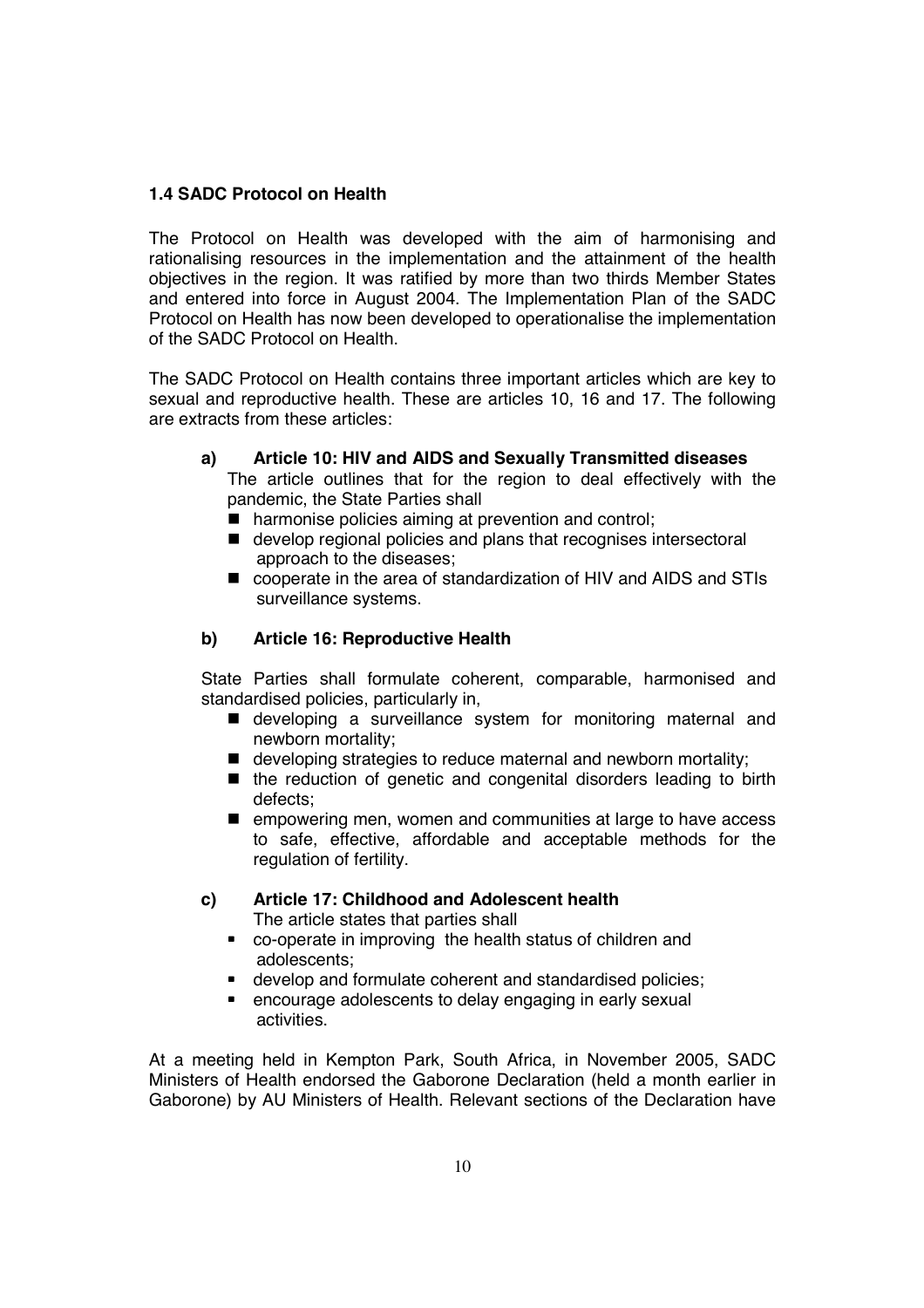### 1.4 SADC Protocol on Health

The Protocol on Health was developed with the aim of harmonising and rationalising resources in the implementation and the attainment of the health objectives in the region. It was ratified by more than two thirds Member States and entered into force in August 2004. The Implementation Plan of the SADC Protocol on Health has now been developed to operationalise the implementation of the SADC Protocol on Health.

The SADC Protocol on Health contains three important articles which are key to sexual and reproductive health. These are articles 10, 16 and 17. The following are extracts from these articles:

**a) Article 10: HIV and AIDS and Sexually Transmitted diseases**

The article outlines that for the region to deal effectively with the pandemic, the State Parties shall

- harmonise policies aiming at prevention and control;
- develop regional policies and plans that recognises intersectoral approach to the diseases;
- cooperate in the area of standardization of HIV and AIDS and STIs surveillance systems.

**b) Article 16: Reproductive Health**

State Parties shall formulate coherent, comparable, harmonised and standardised policies, particularly in,

- developing a surveillance system for monitoring maternal and newborn mortality;
- developing strategies to reduce maternal and newborn mortality;
- the reduction of genetic and congenital disorders leading to birth defects;
- empowering men, women and communities at large to have access to safe, effective, affordable and acceptable methods for the regulation of fertility.

**c) Article 17: Childhood and Adolescent health**

The article states that parties shall

- co-operate in improving the health status of children and adolescents;
- develop and formulate coherent and standardised policies;
- encourage adolescents to delay engaging in early sexual activities.

At a meeting held in Kempton Park, South Africa, in November 2005, SADC Ministers of Health endorsed the Gaborone Declaration (held a month earlier in Gaborone) by AU Ministers of Health. Relevant sections of the Declaration have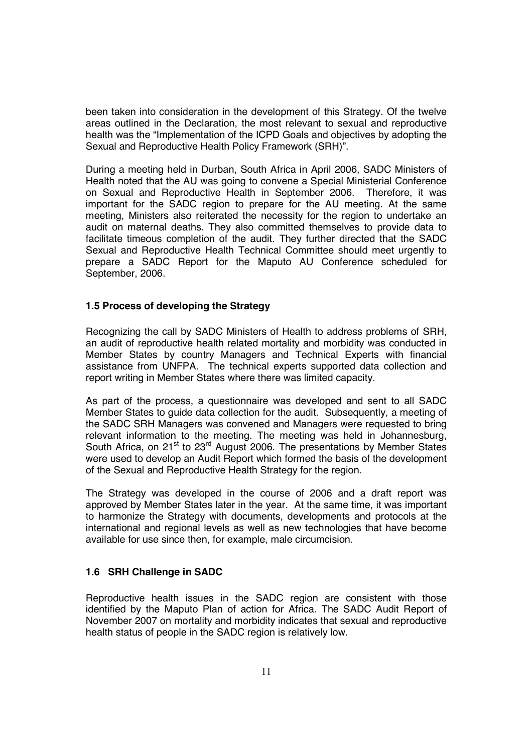been taken into consideration in the development of this Strategy. Of the twelve areas outlined in the Declaration, the most relevant to sexual and reproductive health was the "Implementation of the ICPD Goals and objectives by adopting the Sexual and Reproductive Health Policy Framework (SRH)".

During a meeting held in Durban, South Africa in April 2006, SADC Ministers of Health noted that the AU was going to convene a Special Ministerial Conference on Sexual and Reproductive Health in September 2006. Therefore, it was important for the SADC region to prepare for the AU meeting. At the same meeting, Ministers also reiterated the necessity for the region to undertake an audit on maternal deaths. They also committed themselves to provide data to facilitate timeous completion of the audit. They further directed that the SADC Sexual and Reproductive Health Technical Committee should meet urgently to prepare a SADC Report for the Maputo AU Conference scheduled for September, 2006.

### 1.5 Process of developing the Strategy

Recognizing the call by SADC Ministers of Health to address problems of SRH, an audit of reproductive health related mortality and morbidity was conducted in Member States by country Managers and Technical Experts with financial assistance from UNFPA. The technical experts supported data collection and report writing in Member States where there was limited capacity.

As part of the process, a questionnaire was developed and sent to all SADC Member States to guide data collection for the audit. Subsequently, a meeting of the SADC SRH Managers was convened and Managers were requested to bring relevant information to the meeting. The meeting was held in Johannesburg, South Africa, on 21st to 23rd August 2006. The presentations by Member States were used to develop an Audit Report which formed the basis of the development of the Sexual and Reproductive Health Strategy for the region.

The Strategy was developed in the course of 2006 and a draft report was approved by Member States later in the year. At the same time, it was important to harmonize the Strategy with documents, developments and protocols at the international and regional levels as well as new technologies that have become available for use since then, for example, male circumcision.

### 1.6 SRH Challenge in SADC

Reproductive health issues in the SADC region are consistent with those identified by the Maputo Plan of action for Africa. The SADC Audit Report of November 2007 on mortality and morbidity indicates that sexual and reproductive health status of people in the SADC region is relatively low.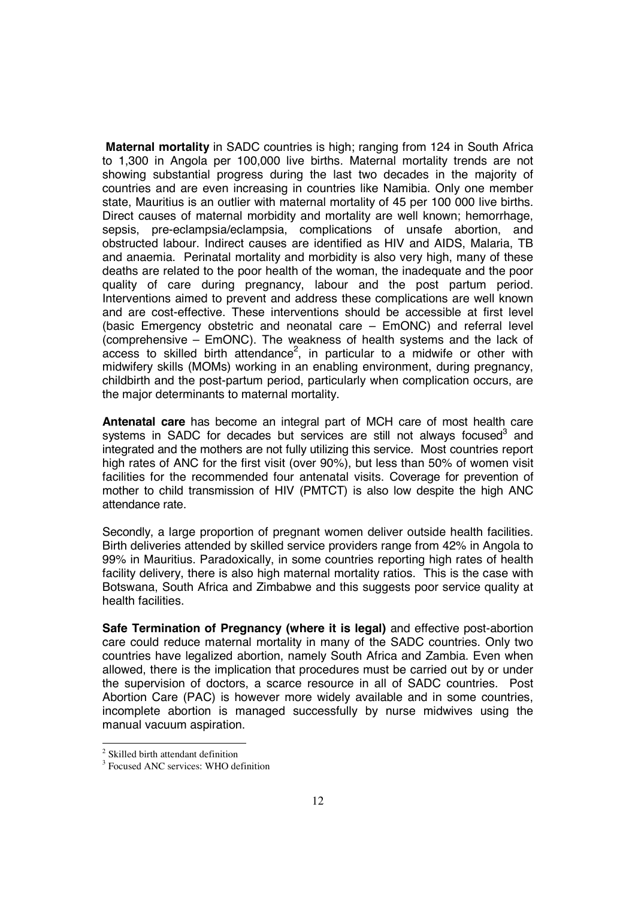**Maternal mortality** in SADC countries is high; ranging from 124 in South Africa to 1,300 in Angola per 100,000 live births. Maternal mortality trends are not showing substantial progress during the last two decades in the majority of countries and are even increasing in countries like Namibia. Only one member state, Mauritius is an outlier with maternal mortality of 45 per 100 000 live births. Direct causes of maternal morbidity and mortality are well known; hemorrhage, sepsis, pre-eclampsia/eclampsia, complications of unsafe abortion, and obstructed labour. Indirect causes are identified as HIV and AIDS, Malaria, TB and anaemia. Perinatal mortality and morbidity is also very high, many of these deaths are related to the poor health of the woman, the inadequate and the poor quality of care during pregnancy, labour and the post partum period. Interventions aimed to prevent and address these complications are well known and are cost-effective. These interventions should be accessible at first level (basic Emergency obstetric and neonatal care – EmONC) and referral level (comprehensive – EmONC). The weakness of health systems and the lack of access to skilled birth attendance[2], in particular to a midwife or other with midwifery skills (MOMs) working in an enabling environment, during pregnancy, childbirth and the post-partum period, particularly when complication occurs, are the major determinants to maternal mortality.

**Antenatal care** has become an integral part of MCH care of most health care systems in SADC for decades but services are still not always focused[3] and integrated and the mothers are not fully utilizing this service. Most countries report high rates of ANC for the first visit (over 90%), but less than 50% of women visit facilities for the recommended four antenatal visits. Coverage for prevention of mother to child transmission of HIV (PMTCT) is also low despite the high ANC attendance rate.

Secondly, a large proportion of pregnant women deliver outside health facilities. Birth deliveries attended by skilled service providers range from 42% in Angola to 99% in Mauritius. Paradoxically, in some countries reporting high rates of health facility delivery, there is also high maternal mortality ratios. This is the case with Botswana, South Africa and Zimbabwe and this suggests poor service quality at health facilities.

**Safe Termination of Pregnancy (where it is legal)** and effective post-abortion care could reduce maternal mortality in many of the SADC countries. Only two countries have legalized abortion, namely South Africa and Zambia. Even when allowed, there is the implication that procedures must be carried out by or under the supervision of doctors, a scarce resource in all of SADC countries. Post Abortion Care (PAC) is however more widely available and in some countries, incomplete abortion is managed successfully by nurse midwives using the manual vacuum aspiration.

---

[2] Skilled birth attendant definition

[3] Focused ANC services: WHO definition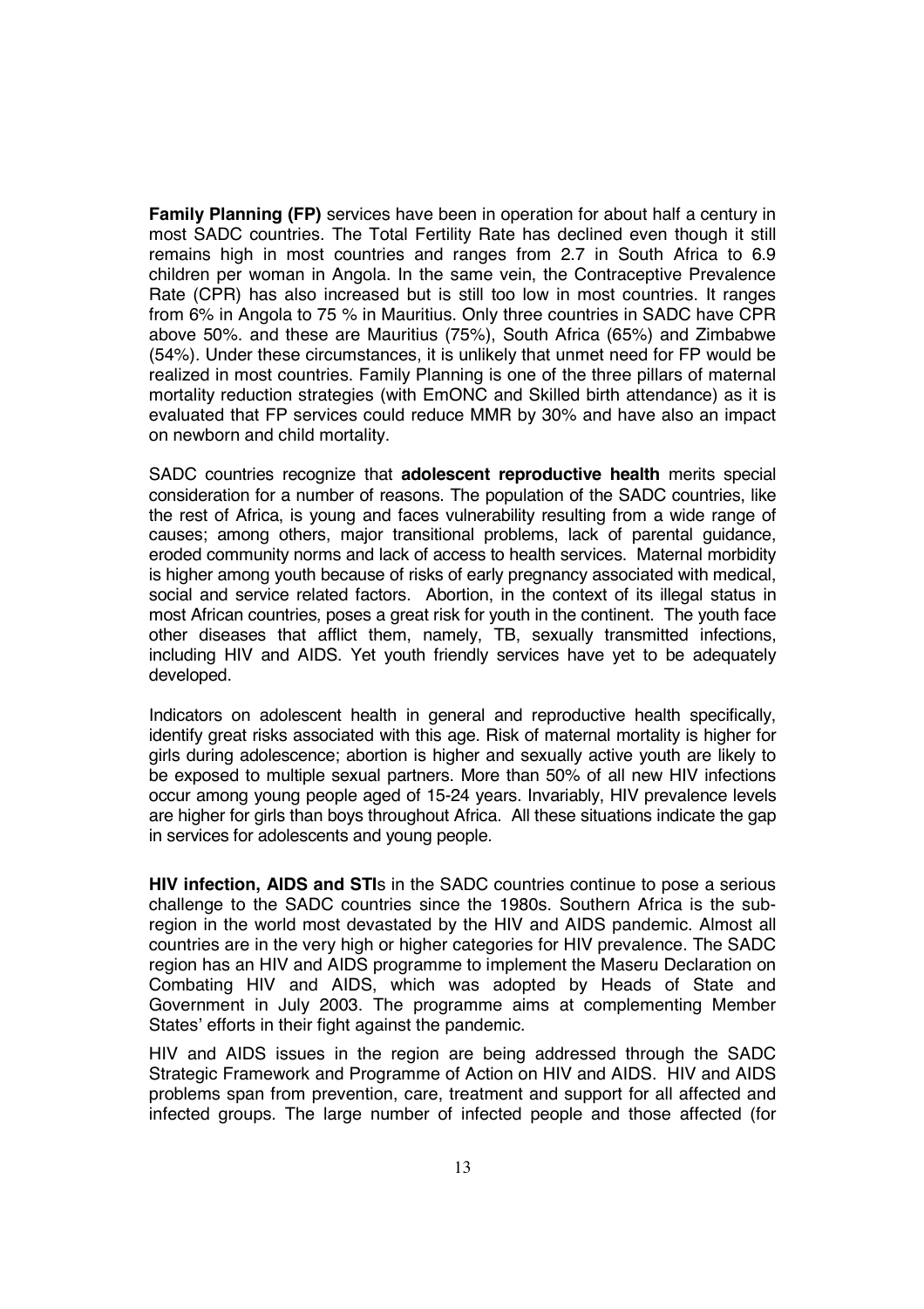**Family Planning (FP)** services have been in operation for about half a century in most SADC countries. The Total Fertility Rate has declined even though it still remains high in most countries and ranges from 2.7 in South Africa to 6.9 children per woman in Angola. In the same vein, the Contraceptive Prevalence Rate (CPR) has also increased but is still too low in most countries. It ranges from 6% in Angola to 75 % in Mauritius. Only three countries in SADC have CPR above 50%. and these are Mauritius (75%), South Africa (65%) and Zimbabwe (54%). Under these circumstances, it is unlikely that unmet need for FP would be realized in most countries. Family Planning is one of the three pillars of maternal mortality reduction strategies (with EmONC and Skilled birth attendance) as it is evaluated that FP services could reduce MMR by 30% and have also an impact on newborn and child mortality.

SADC countries recognize that **adolescent reproductive health** merits special consideration for a number of reasons. The population of the SADC countries, like the rest of Africa, is young and faces vulnerability resulting from a wide range of causes; among others, major transitional problems, lack of parental guidance, eroded community norms and lack of access to health services. Maternal morbidity is higher among youth because of risks of early pregnancy associated with medical, social and service related factors. Abortion, in the context of its illegal status in most African countries, poses a great risk for youth in the continent. The youth face other diseases that afflict them, namely, TB, sexually transmitted infections, including HIV and AIDS. Yet youth friendly services have yet to be adequately developed.

Indicators on adolescent health in general and reproductive health specifically, identify great risks associated with this age. Risk of maternal mortality is higher for girls during adolescence; abortion is higher and sexually active youth are likely to be exposed to multiple sexual partners. More than 50% of all new HIV infections occur among young people aged of 15-24 years. Invariably, HIV prevalence levels are higher for girls than boys throughout Africa. All these situations indicate the gap in services for adolescents and young people.

**HIV infection, AIDS and STI**s in the SADC countries continue to pose a serious challenge to the SADC countries since the 1980s. Southern Africa is the sub-region in the world most devastated by the HIV and AIDS pandemic. Almost all countries are in the very high or higher categories for HIV prevalence. The SADC region has an HIV and AIDS programme to implement the Maseru Declaration on Combating HIV and AIDS, which was adopted by Heads of State and Government in July 2003. The programme aims at complementing Member States' efforts in their fight against the pandemic.

HIV and AIDS issues in the region are being addressed through the SADC Strategic Framework and Programme of Action on HIV and AIDS. HIV and AIDS problems span from prevention, care, treatment and support for all affected and infected groups. The large number of infected people and those affected (for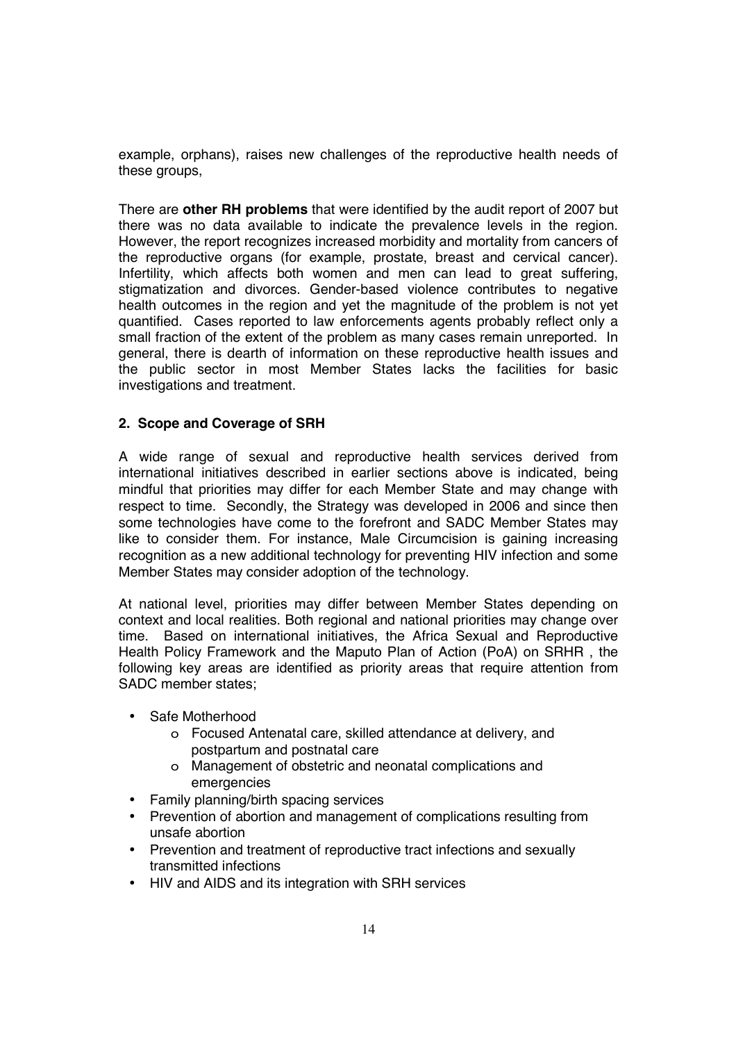example, orphans), raises new challenges of the reproductive health needs of these groups,

There are **other RH problems** that were identified by the audit report of 2007 but there was no data available to indicate the prevalence levels in the region. However, the report recognizes increased morbidity and mortality from cancers of the reproductive organs (for example, prostate, breast and cervical cancer). Infertility, which affects both women and men can lead to great suffering, stigmatization and divorces. Gender-based violence contributes to negative health outcomes in the region and yet the magnitude of the problem is not yet quantified. Cases reported to law enforcements agents probably reflect only a small fraction of the extent of the problem as many cases remain unreported. In general, there is dearth of information on these reproductive health issues and the public sector in most Member States lacks the facilities for basic investigations and treatment.

## 2. Scope and Coverage of SRH

A wide range of sexual and reproductive health services derived from international initiatives described in earlier sections above is indicated, being mindful that priorities may differ for each Member State and may change with respect to time. Secondly, the Strategy was developed in 2006 and since then some technologies have come to the forefront and SADC Member States may like to consider them. For instance, Male Circumcision is gaining increasing recognition as a new additional technology for preventing HIV infection and some Member States may consider adoption of the technology.

At national level, priorities may differ between Member States depending on context and local realities. Both regional and national priorities may change over time. Based on international initiatives, the Africa Sexual and Reproductive Health Policy Framework and the Maputo Plan of Action (PoA) on SRHR , the following key areas are identified as priority areas that require attention from SADC member states;

- Safe Motherhood
  - Focused Antenatal care, skilled attendance at delivery, and postpartum and postnatal care
  - Management of obstetric and neonatal complications and emergencies
- Family planning/birth spacing services
- Prevention of abortion and management of complications resulting from unsafe abortion
- Prevention and treatment of reproductive tract infections and sexually transmitted infections
- HIV and AIDS and its integration with SRH services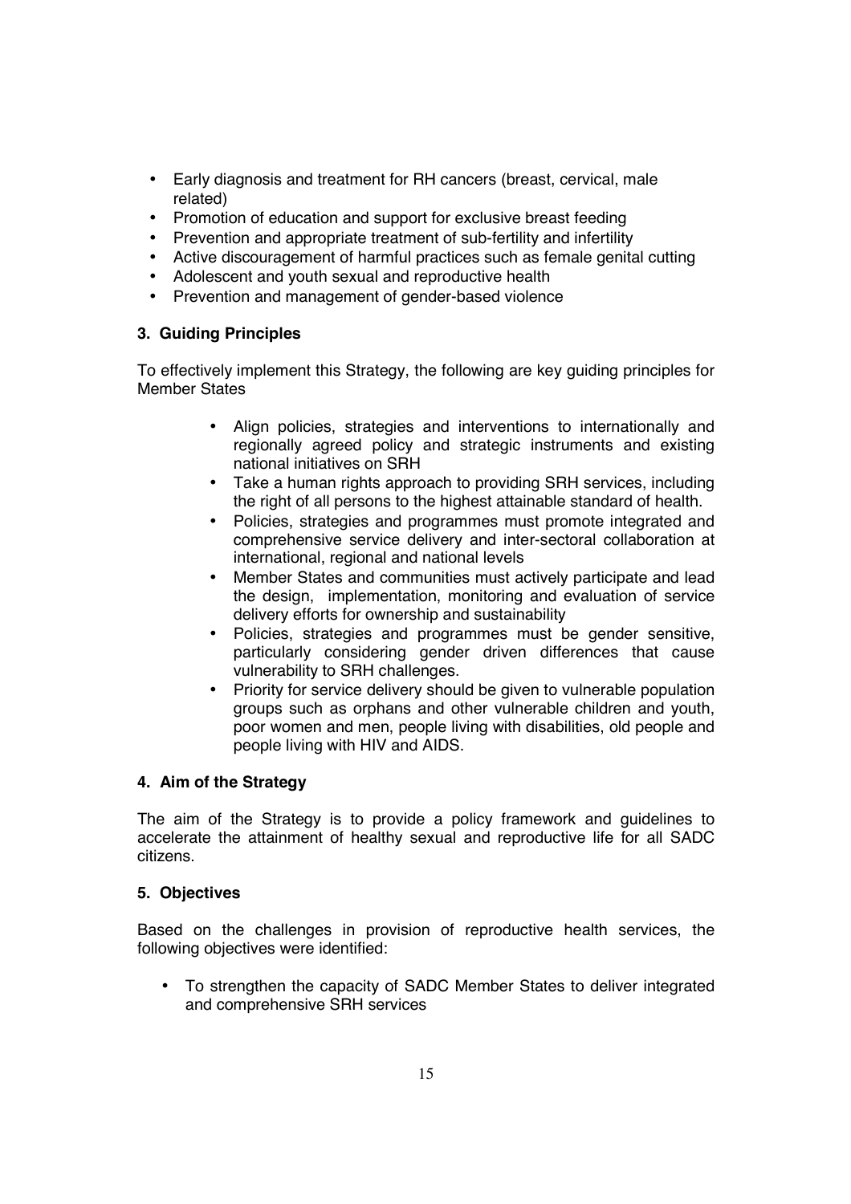- Early diagnosis and treatment for RH cancers (breast, cervical, male related)
- Promotion of education and support for exclusive breast feeding
- Prevention and appropriate treatment of sub-fertility and infertility
- Active discouragement of harmful practices such as female genital cutting
- Adolescent and youth sexual and reproductive health
- Prevention and management of gender-based violence

## 3. Guiding Principles

To effectively implement this Strategy, the following are key guiding principles for Member States

- Align policies, strategies and interventions to internationally and regionally agreed policy and strategic instruments and existing national initiatives on SRH
- Take a human rights approach to providing SRH services, including the right of all persons to the highest attainable standard of health.
- Policies, strategies and programmes must promote integrated and comprehensive service delivery and inter-sectoral collaboration at international, regional and national levels
- Member States and communities must actively participate and lead the design, implementation, monitoring and evaluation of service delivery efforts for ownership and sustainability
- Policies, strategies and programmes must be gender sensitive, particularly considering gender driven differences that cause vulnerability to SRH challenges.
- Priority for service delivery should be given to vulnerable population groups such as orphans and other vulnerable children and youth, poor women and men, people living with disabilities, old people and people living with HIV and AIDS.

## 4. Aim of the Strategy

The aim of the Strategy is to provide a policy framework and guidelines to accelerate the attainment of healthy sexual and reproductive life for all SADC citizens.

## 5. Objectives

Based on the challenges in provision of reproductive health services, the following objectives were identified:

- To strengthen the capacity of SADC Member States to deliver integrated and comprehensive SRH services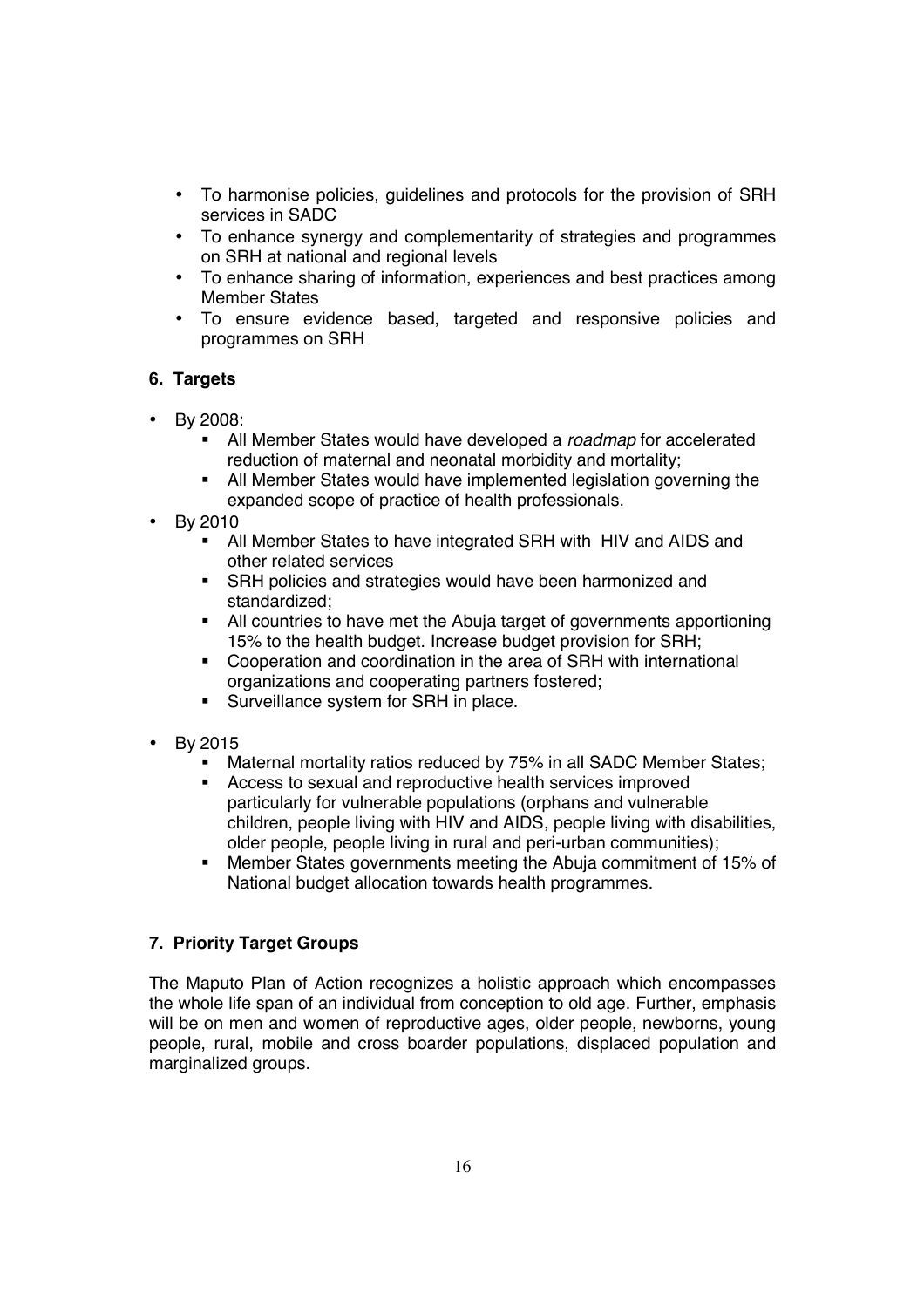- To harmonise policies, guidelines and protocols for the provision of SRH services in SADC
- To enhance synergy and complementarity of strategies and programmes on SRH at national and regional levels
- To enhance sharing of information, experiences and best practices among Member States
- To ensure evidence based, targeted and responsive policies and programmes on SRH

## 6. Targets

- By 2008:
  - All Member States would have developed a *roadmap* for accelerated reduction of maternal and neonatal morbidity and mortality;
  - All Member States would have implemented legislation governing the expanded scope of practice of health professionals.
- By 2010
  - All Member States to have integrated SRH with HIV and AIDS and other related services
  - SRH policies and strategies would have been harmonized and standardized;
  - All countries to have met the Abuja target of governments apportioning 15% to the health budget. Increase budget provision for SRH;
  - Cooperation and coordination in the area of SRH with international organizations and cooperating partners fostered;
  - Surveillance system for SRH in place.
- By 2015
  - Maternal mortality ratios reduced by 75% in all SADC Member States;
  - Access to sexual and reproductive health services improved particularly for vulnerable populations (orphans and vulnerable children, people living with HIV and AIDS, people living with disabilities, older people, people living in rural and peri-urban communities);
  - Member States governments meeting the Abuja commitment of 15% of National budget allocation towards health programmes.

## 7. Priority Target Groups

The Maputo Plan of Action recognizes a holistic approach which encompasses the whole life span of an individual from conception to old age. Further, emphasis will be on men and women of reproductive ages, older people, newborns, young people, rural, mobile and cross boarder populations, displaced population and marginalized groups.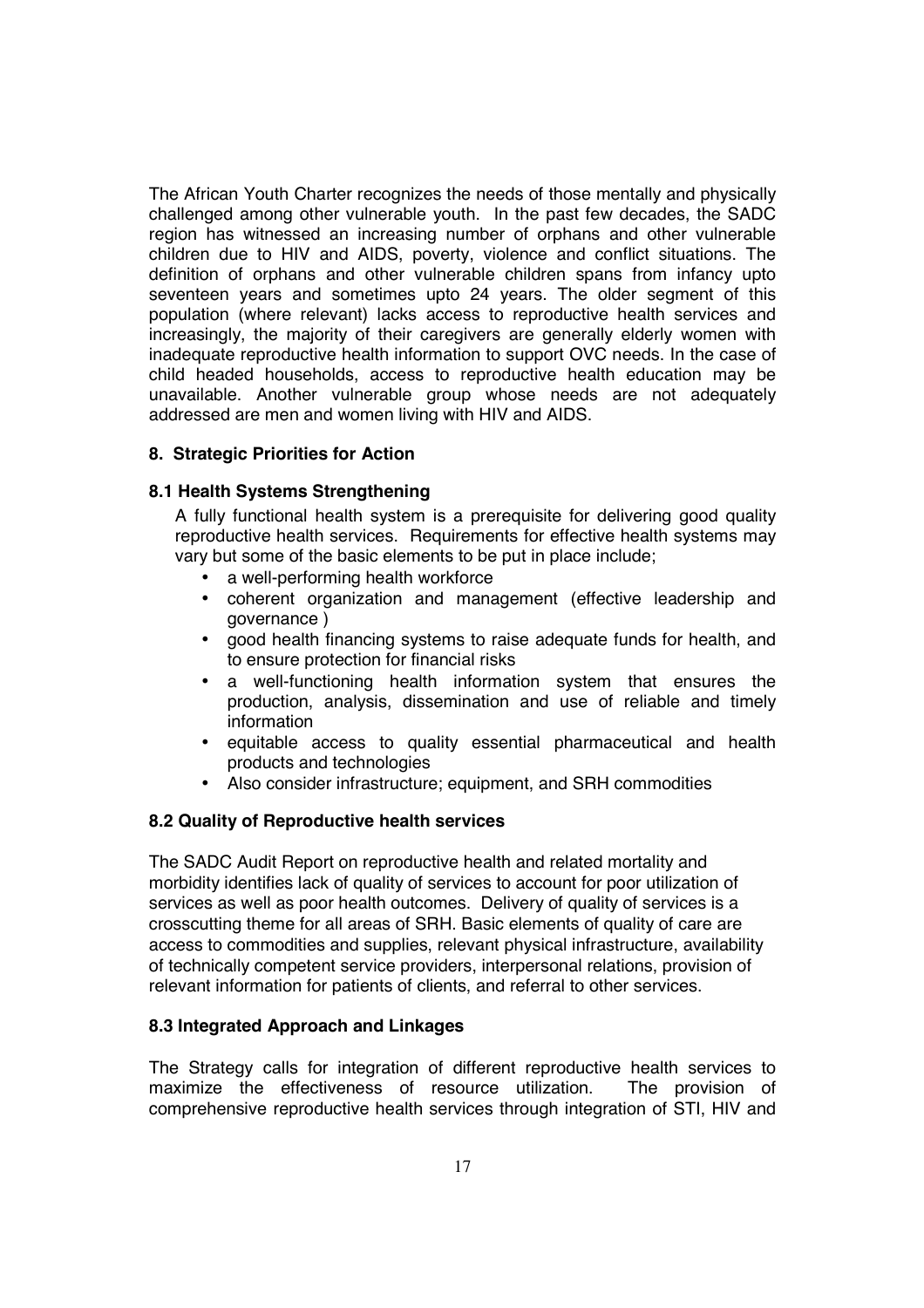The African Youth Charter recognizes the needs of those mentally and physically challenged among other vulnerable youth. In the past few decades, the SADC region has witnessed an increasing number of orphans and other vulnerable children due to HIV and AIDS, poverty, violence and conflict situations. The definition of orphans and other vulnerable children spans from infancy upto seventeen years and sometimes upto 24 years. The older segment of this population (where relevant) lacks access to reproductive health services and increasingly, the majority of their caregivers are generally elderly women with inadequate reproductive health information to support OVC needs. In the case of child headed households, access to reproductive health education may be unavailable. Another vulnerable group whose needs are not adequately addressed are men and women living with HIV and AIDS.

## 8. Strategic Priorities for Action

### 8.1 Health Systems Strengthening

A fully functional health system is a prerequisite for delivering good quality reproductive health services. Requirements for effective health systems may vary but some of the basic elements to be put in place include;

- a well-performing health workforce
- coherent organization and management (effective leadership and governance )
- good health financing systems to raise adequate funds for health, and to ensure protection for financial risks
- a well-functioning health information system that ensures the production, analysis, dissemination and use of reliable and timely information
- equitable access to quality essential pharmaceutical and health products and technologies
- Also consider infrastructure; equipment, and SRH commodities

### 8.2 Quality of Reproductive health services

The SADC Audit Report on reproductive health and related mortality and morbidity identifies lack of quality of services to account for poor utilization of services as well as poor health outcomes. Delivery of quality of services is a crosscutting theme for all areas of SRH. Basic elements of quality of care are access to commodities and supplies, relevant physical infrastructure, availability of technically competent service providers, interpersonal relations, provision of relevant information for patients of clients, and referral to other services.

### 8.3 Integrated Approach and Linkages

The Strategy calls for integration of different reproductive health services to maximize the effectiveness of resource utilization. The provision of comprehensive reproductive health services through integration of STI, HIV and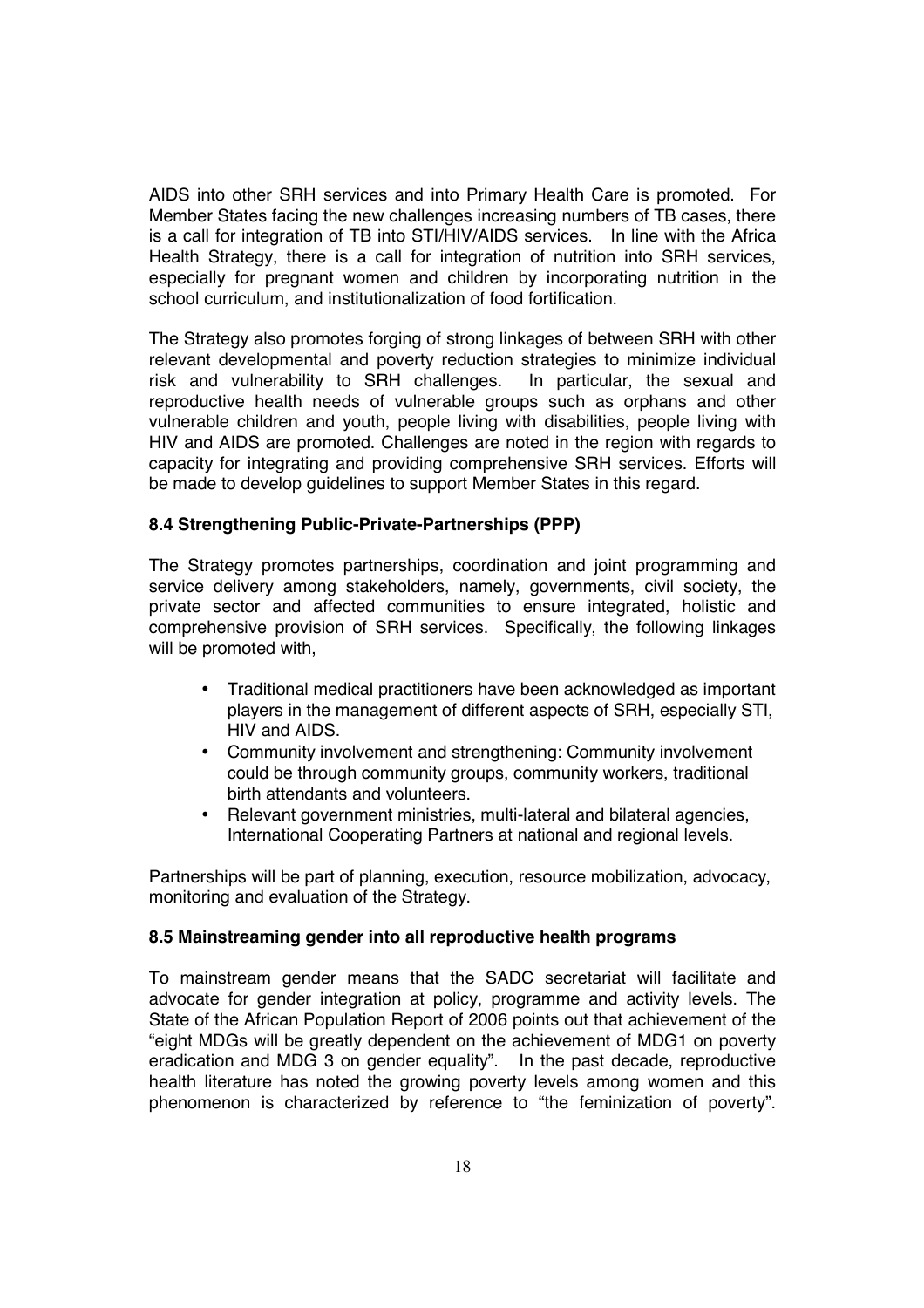AIDS into other SRH services and into Primary Health Care is promoted. For Member States facing the new challenges increasing numbers of TB cases, there is a call for integration of TB into STI/HIV/AIDS services. In line with the Africa Health Strategy, there is a call for integration of nutrition into SRH services, especially for pregnant women and children by incorporating nutrition in the school curriculum, and institutionalization of food fortification.

The Strategy also promotes forging of strong linkages of between SRH with other relevant developmental and poverty reduction strategies to minimize individual risk and vulnerability to SRH challenges. In particular, the sexual and reproductive health needs of vulnerable groups such as orphans and other vulnerable children and youth, people living with disabilities, people living with HIV and AIDS are promoted. Challenges are noted in the region with regards to capacity for integrating and providing comprehensive SRH services. Efforts will be made to develop guidelines to support Member States in this regard.

### 8.4 Strengthening Public-Private-Partnerships (PPP)

The Strategy promotes partnerships, coordination and joint programming and service delivery among stakeholders, namely, governments, civil society, the private sector and affected communities to ensure integrated, holistic and comprehensive provision of SRH services. Specifically, the following linkages will be promoted with,

- Traditional medical practitioners have been acknowledged as important players in the management of different aspects of SRH, especially STI, HIV and AIDS.
- Community involvement and strengthening: Community involvement could be through community groups, community workers, traditional birth attendants and volunteers.
- Relevant government ministries, multi-lateral and bilateral agencies, International Cooperating Partners at national and regional levels.

Partnerships will be part of planning, execution, resource mobilization, advocacy, monitoring and evaluation of the Strategy.

### 8.5 Mainstreaming gender into all reproductive health programs

To mainstream gender means that the SADC secretariat will facilitate and advocate for gender integration at policy, programme and activity levels. The State of the African Population Report of 2006 points out that achievement of the "eight MDGs will be greatly dependent on the achievement of MDG1 on poverty eradication and MDG 3 on gender equality". In the past decade, reproductive health literature has noted the growing poverty levels among women and this phenomenon is characterized by reference to "the feminization of poverty".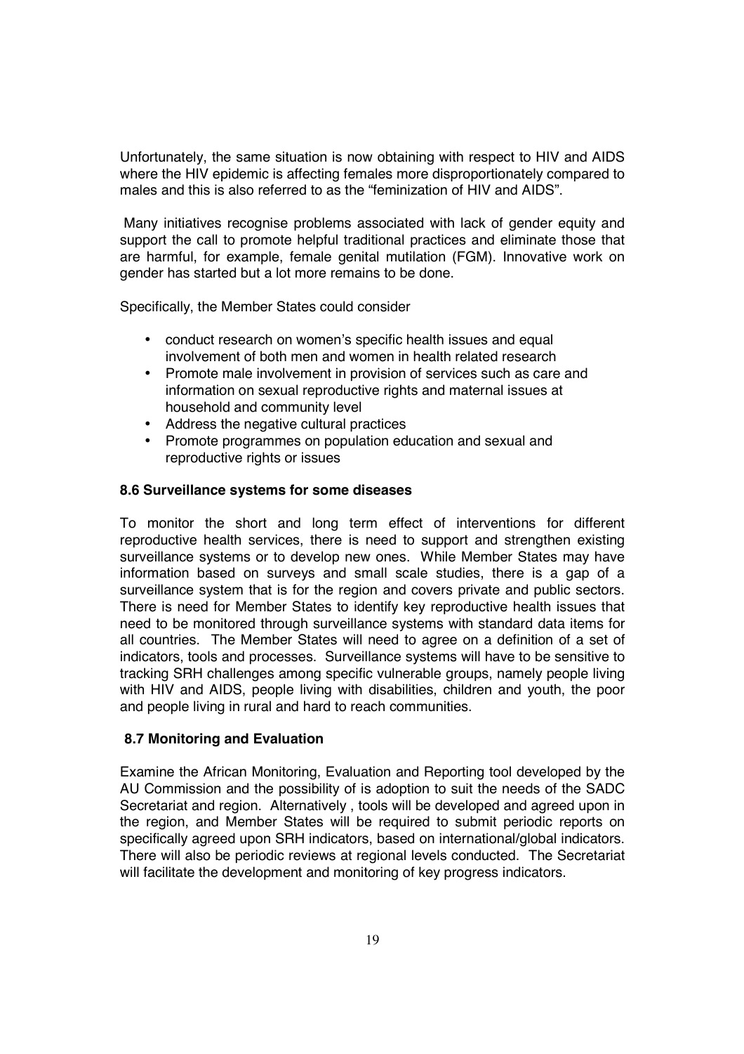Unfortunately, the same situation is now obtaining with respect to HIV and AIDS where the HIV epidemic is affecting females more disproportionately compared to males and this is also referred to as the "feminization of HIV and AIDS".

Many initiatives recognise problems associated with lack of gender equity and support the call to promote helpful traditional practices and eliminate those that are harmful, for example, female genital mutilation (FGM). Innovative work on gender has started but a lot more remains to be done.

Specifically, the Member States could consider

- conduct research on women's specific health issues and equal involvement of both men and women in health related research
- Promote male involvement in provision of services such as care and information on sexual reproductive rights and maternal issues at household and community level
- Address the negative cultural practices
- Promote programmes on population education and sexual and reproductive rights or issues

### 8.6 Surveillance systems for some diseases

To monitor the short and long term effect of interventions for different reproductive health services, there is need to support and strengthen existing surveillance systems or to develop new ones. While Member States may have information based on surveys and small scale studies, there is a gap of a surveillance system that is for the region and covers private and public sectors. There is need for Member States to identify key reproductive health issues that need to be monitored through surveillance systems with standard data items for all countries. The Member States will need to agree on a definition of a set of indicators, tools and processes. Surveillance systems will have to be sensitive to tracking SRH challenges among specific vulnerable groups, namely people living with HIV and AIDS, people living with disabilities, children and youth, the poor and people living in rural and hard to reach communities.

### 8.7 Monitoring and Evaluation

Examine the African Monitoring, Evaluation and Reporting tool developed by the AU Commission and the possibility of is adoption to suit the needs of the SADC Secretariat and region. Alternatively , tools will be developed and agreed upon in the region, and Member States will be required to submit periodic reports on specifically agreed upon SRH indicators, based on international/global indicators. There will also be periodic reviews at regional levels conducted. The Secretariat will facilitate the development and monitoring of key progress indicators.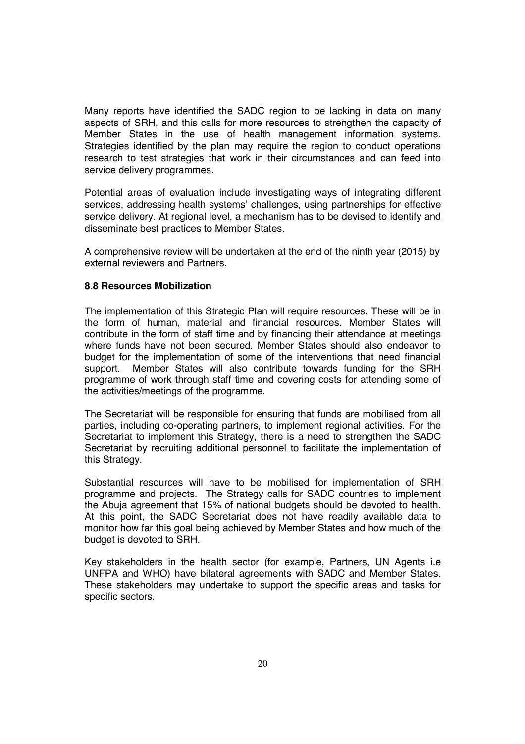Many reports have identified the SADC region to be lacking in data on many aspects of SRH, and this calls for more resources to strengthen the capacity of Member States in the use of health management information systems. Strategies identified by the plan may require the region to conduct operations research to test strategies that work in their circumstances and can feed into service delivery programmes.

Potential areas of evaluation include investigating ways of integrating different services, addressing health systems' challenges, using partnerships for effective service delivery. At regional level, a mechanism has to be devised to identify and disseminate best practices to Member States.

A comprehensive review will be undertaken at the end of the ninth year (2015) by external reviewers and Partners.

### 8.8 Resources Mobilization

The implementation of this Strategic Plan will require resources. These will be in the form of human, material and financial resources. Member States will contribute in the form of staff time and by financing their attendance at meetings where funds have not been secured. Member States should also endeavor to budget for the implementation of some of the interventions that need financial support. Member States will also contribute towards funding for the SRH programme of work through staff time and covering costs for attending some of the activities/meetings of the programme.

The Secretariat will be responsible for ensuring that funds are mobilised from all parties, including co-operating partners, to implement regional activities. For the Secretariat to implement this Strategy, there is a need to strengthen the SADC Secretariat by recruiting additional personnel to facilitate the implementation of this Strategy.

Substantial resources will have to be mobilised for implementation of SRH programme and projects. The Strategy calls for SADC countries to implement the Abuja agreement that 15% of national budgets should be devoted to health. At this point, the SADC Secretariat does not have readily available data to monitor how far this goal being achieved by Member States and how much of the budget is devoted to SRH.

Key stakeholders in the health sector (for example, Partners, UN Agents i.e UNFPA and WHO) have bilateral agreements with SADC and Member States. These stakeholders may undertake to support the specific areas and tasks for specific sectors.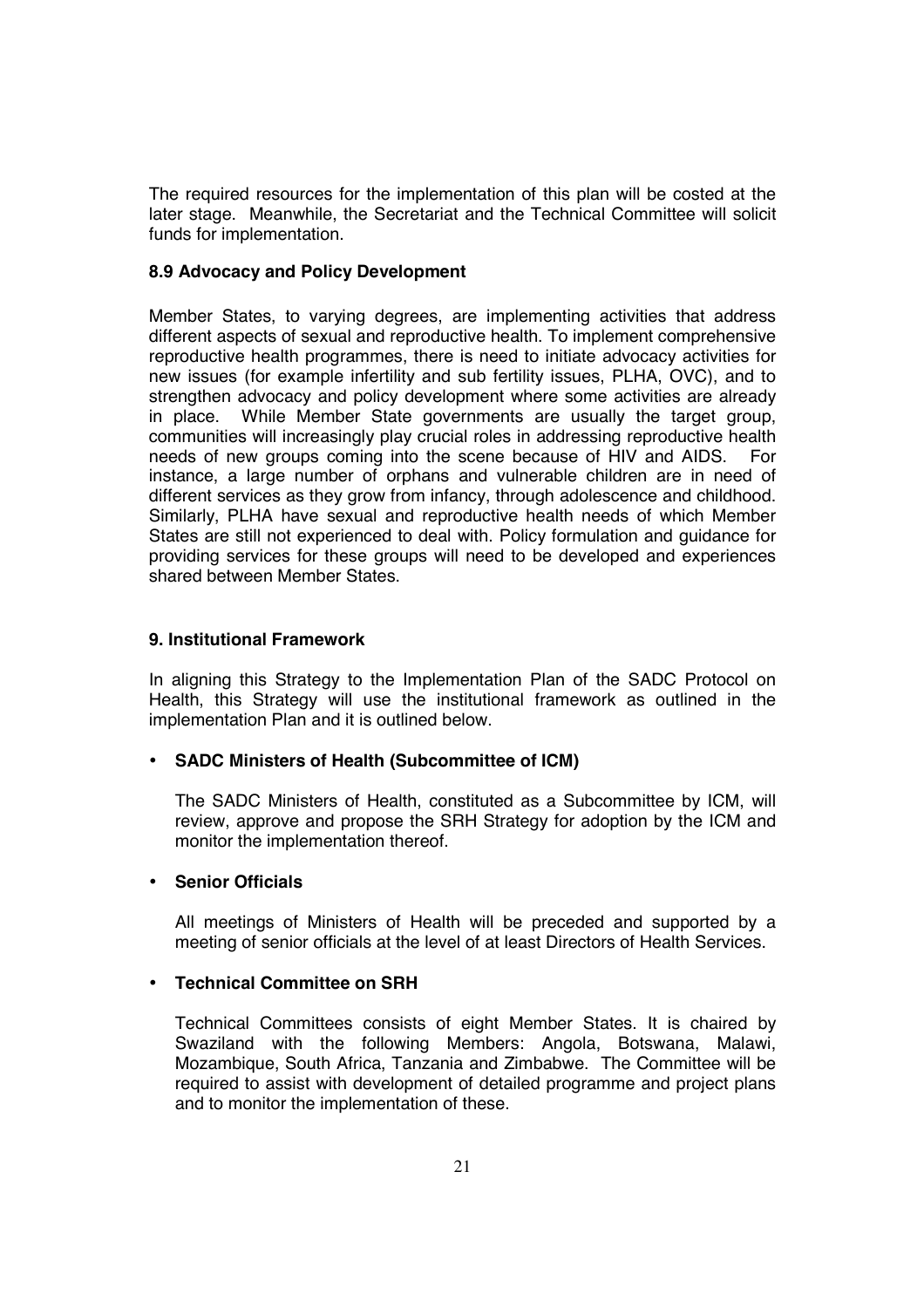The required resources for the implementation of this plan will be costed at the later stage. Meanwhile, the Secretariat and the Technical Committee will solicit funds for implementation.

### 8.9 Advocacy and Policy Development

Member States, to varying degrees, are implementing activities that address different aspects of sexual and reproductive health. To implement comprehensive reproductive health programmes, there is need to initiate advocacy activities for new issues (for example infertility and sub fertility issues, PLHA, OVC), and to strengthen advocacy and policy development where some activities are already in place. While Member State governments are usually the target group, communities will increasingly play crucial roles in addressing reproductive health needs of new groups coming into the scene because of HIV and AIDS. For instance, a large number of orphans and vulnerable children are in need of different services as they grow from infancy, through adolescence and childhood. Similarly, PLHA have sexual and reproductive health needs of which Member States are still not experienced to deal with. Policy formulation and guidance for providing services for these groups will need to be developed and experiences shared between Member States.

## 9. Institutional Framework

In aligning this Strategy to the Implementation Plan of the SADC Protocol on Health, this Strategy will use the institutional framework as outlined in the implementation Plan and it is outlined below.

- **SADC Ministers of Health (Subcommittee of ICM)**

  The SADC Ministers of Health, constituted as a Subcommittee by ICM, will review, approve and propose the SRH Strategy for adoption by the ICM and monitor the implementation thereof.

- **Senior Officials**

  All meetings of Ministers of Health will be preceded and supported by a meeting of senior officials at the level of at least Directors of Health Services.

- **Technical Committee on SRH**

  Technical Committees consists of eight Member States. It is chaired by Swaziland with the following Members: Angola, Botswana, Malawi, Mozambique, South Africa, Tanzania and Zimbabwe. The Committee will be required to assist with development of detailed programme and project plans and to monitor the implementation of these.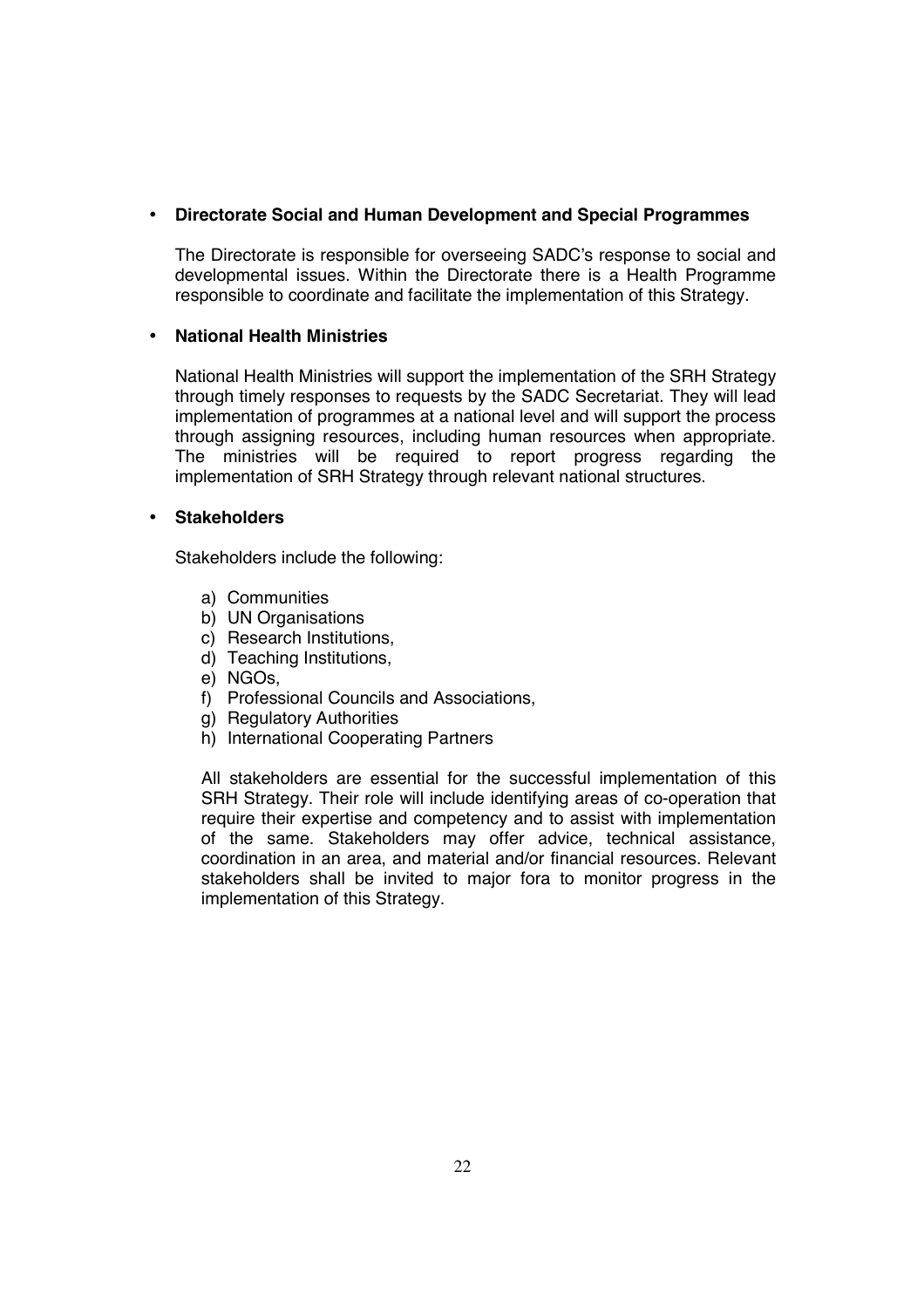- **Directorate Social and Human Development and Special Programmes**

  The Directorate is responsible for overseeing SADC's response to social and developmental issues. Within the Directorate there is a Health Programme responsible to coordinate and facilitate the implementation of this Strategy.

- **National Health Ministries**

  National Health Ministries will support the implementation of the SRH Strategy through timely responses to requests by the SADC Secretariat. They will lead implementation of programmes at a national level and will support the process through assigning resources, including human resources when appropriate. The ministries will be required to report progress regarding the implementation of SRH Strategy through relevant national structures.

- **Stakeholders**

  Stakeholders include the following:

  a) Communities
  b) UN Organisations
  c) Research Institutions,
  d) Teaching Institutions,
  e) NGOs,
  f) Professional Councils and Associations,
  g) Regulatory Authorities
  h) International Cooperating Partners

  All stakeholders are essential for the successful implementation of this SRH Strategy. Their role will include identifying areas of co-operation that require their expertise and competency and to assist with implementation of the same. Stakeholders may offer advice, technical assistance, coordination in an area, and material and/or financial resources. Relevant stakeholders shall be invited to major fora to monitor progress in the implementation of this Strategy.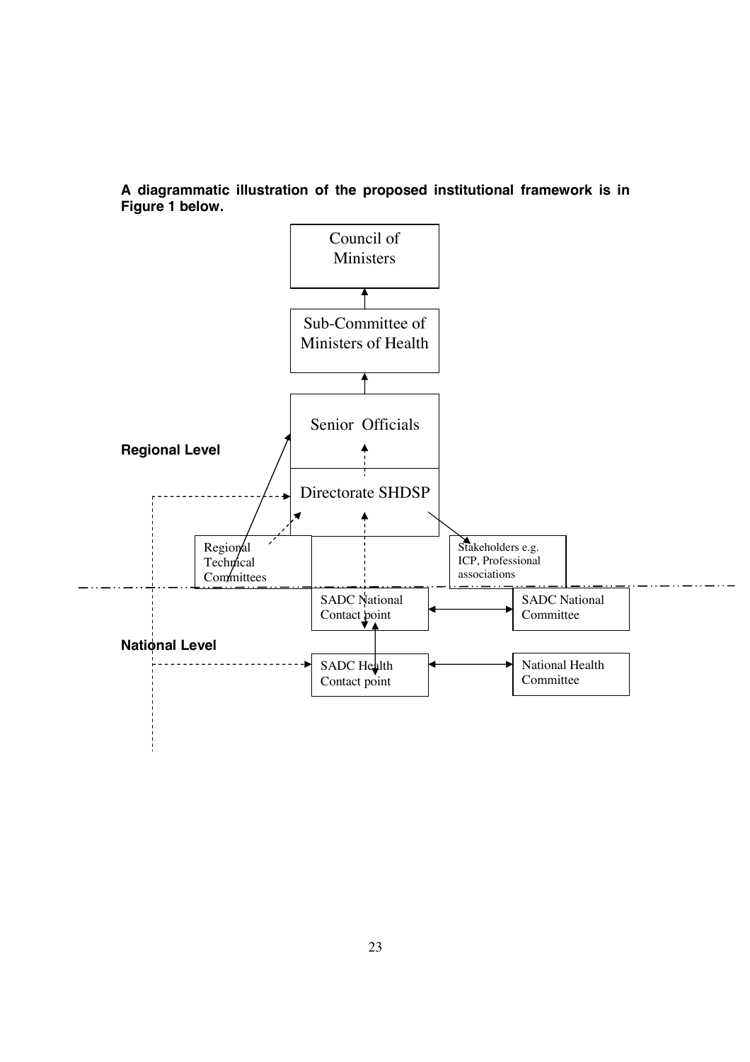**A diagrammatic illustration of the proposed institutional framework is in Figure 1 below.**

Council of Ministers

Sub-Committee of Ministers of Health

Senior Officials

**Regional Level**

Directorate SHDSP

Regional Technical Committees

Stakeholders e.g. ICP, Professional associations

SADC National Contact point

SADC National Committee

**National Level**

SADC Health Contact point

National Health Committee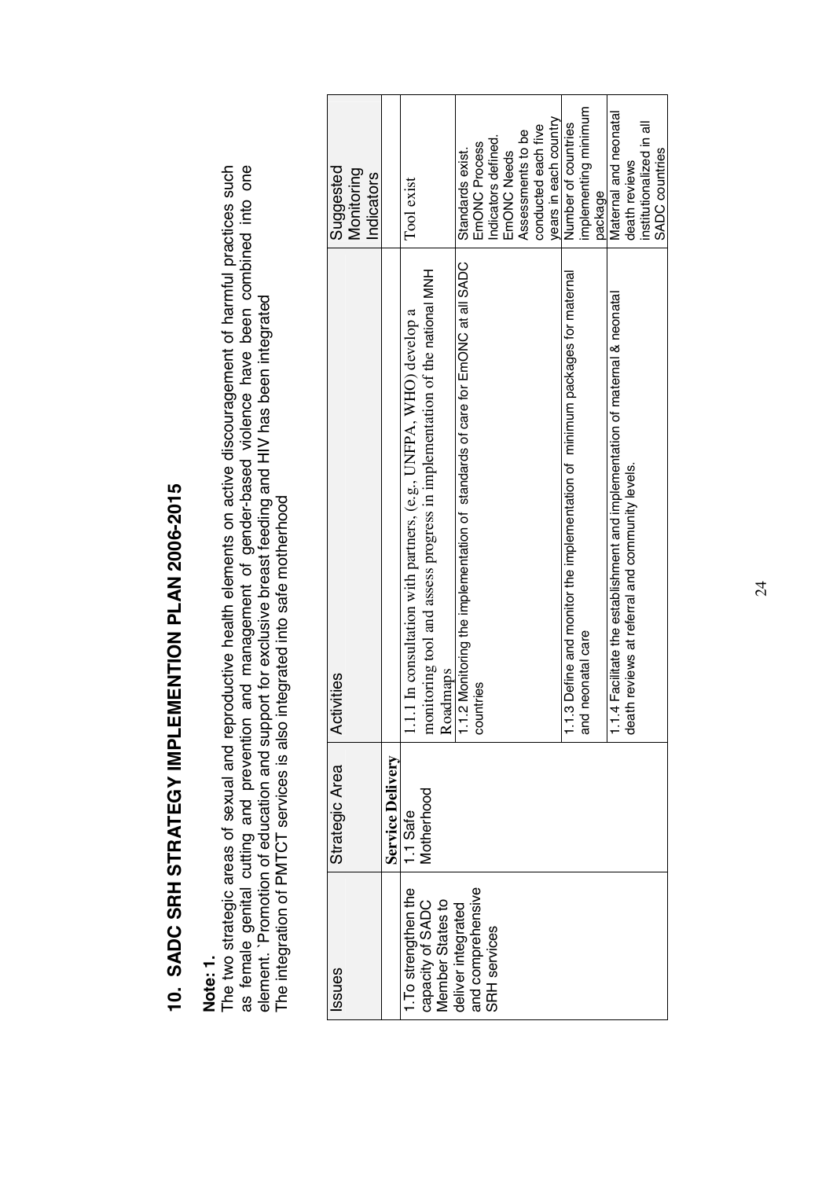## 10. SADC SRH STRATEGY IMPLEMENTION PLAN 2006-2015

**Note: 1.**

The two strategic areas of sexual and reproductive health elements on active discouragement of harmful practices such as female genital cutting and prevention and management of gender-based violence have been combined into one element. `Promotion of education and support for exclusive breast feeding and HIV has been integrated

The integration of PMTCT services is also integrated into safe motherhood

| Issues | Strategic Area | Activities | Suggested Monitoring Indicators |
|---|---|---|---|
| | **Service Delivery** | | |
| 1.To strengthen the capacity of SADC Member States to deliver integrated and comprehensive SRH services | 1.1 Safe Motherhood | 1.1.1 In consultation with partners, (e.g., UNFPA, WHO) develop a monitoring tool and assess progress in implementation of the national MNH Roadmaps | Tool exist |
| | | 1.1.2 Monitoring the implementation of standards of care for EmONC at all SADC countries | Standards exist. EmONC Process Indicators defined. EmONC Needs Assessments to be conducted each five years in each country |
| | | 1.1.3 Define and monitor the implementation of minimum packages for maternal and neonatal care | Number of countries implementing minimum package |
| | | 1.1.4 Facilitate the establishment and implementation of maternal & neonatal death reviews at referral and community levels. | Maternal and neonatal death reviews institutionalized in all SADC countries |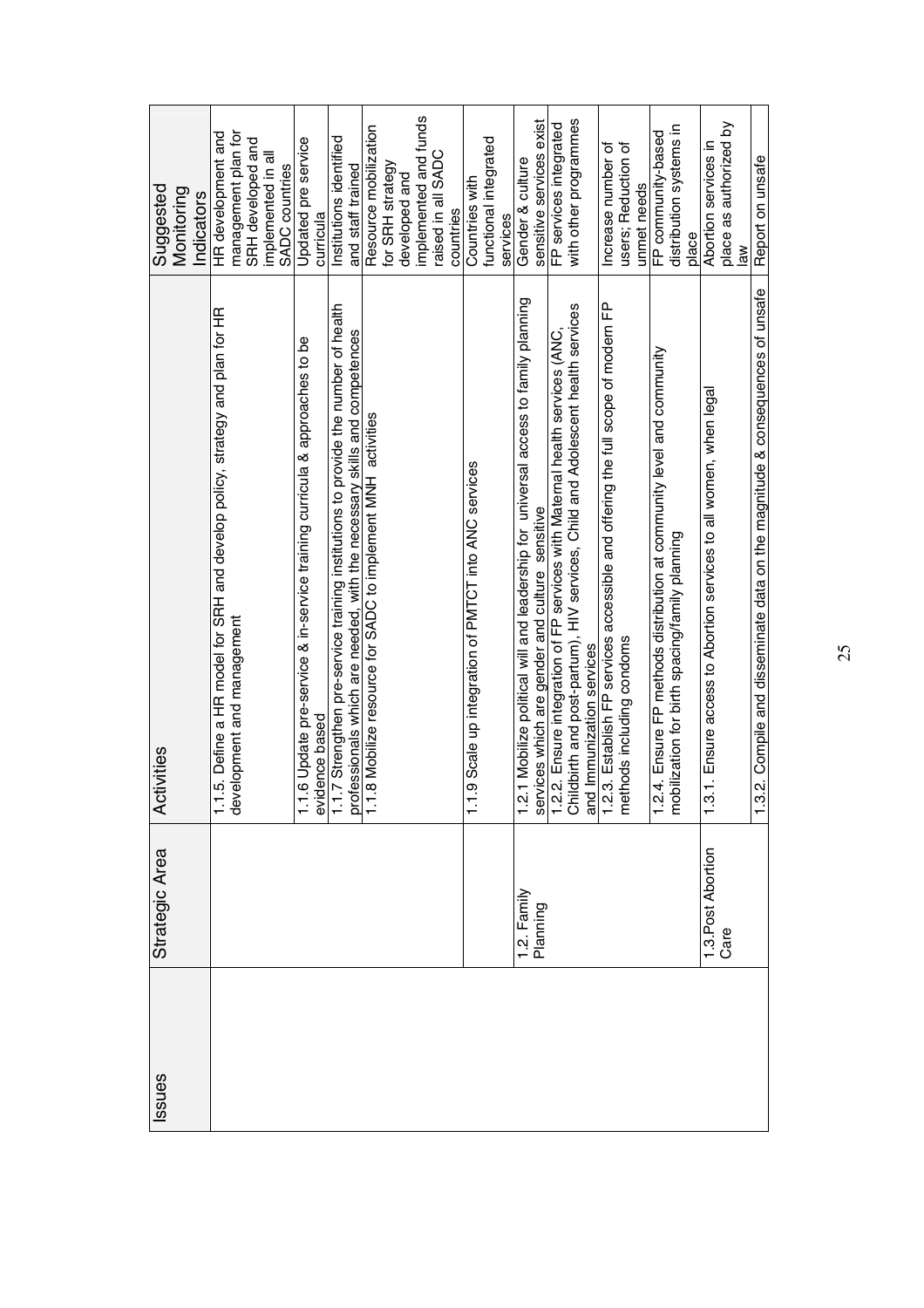| Issues | Strategic Area | Activities | Suggested Monitoring Indicators |
|---|---|---|---|
| | | 1.1.5. Define a HR model for SRH and develop policy, strategy and plan for HR development and management | HR development and management plan for SRH developed and implemented in all SADC countries |
| | | 1.1.6 Update pre-service & in-service training curricula & approaches to be evidence based | Updated pre service curricula |
| | | 1.1.7 Strengthen pre-service training institutions to provide the number of health professionals which are needed, with the necessary skills and competences | Institutions identified and staff trained |
| | | 1.1.8 Mobilize resource for SADC to implement MNH activities | Resource mobilization for SRH strategy developed and implemented and funds raised in all SADC countries |
| | | 1.1.9 Scale up integration of PMTCT into ANC services | Countries with functional integrated services |
| | 1.2. Family Planning | 1.2.1 Mobilize political will and leadership for universal access to family planning services which are gender and culture sensitive | Gender & culture sensitive services exist |
| | | 1.2.2. Ensure integration of FP services with Maternal health services (ANC, Childbirth and post-partum), HIV services, Child and Adolescent health services and Immunization services | FP services integrated with other programmes |
| | | 1.2.3. Establish FP services accessible and offering the full scope of modern FP methods including condoms | Increase number of users; Reduction of unmet needs |
| | | 1.2.4. Ensure FP methods distribution at community level and community mobilization for birth spacing/family planning | FP community-based distribution systems in place |
| | 1.3.Post Abortion Care | 1.3.1. Ensure access to Abortion services to all women, when legal | Abortion services in place as authorized by law |
| | | 1.3.2. Compile and disseminate data on the magnitude & consequences of unsafe | Report on unsafe |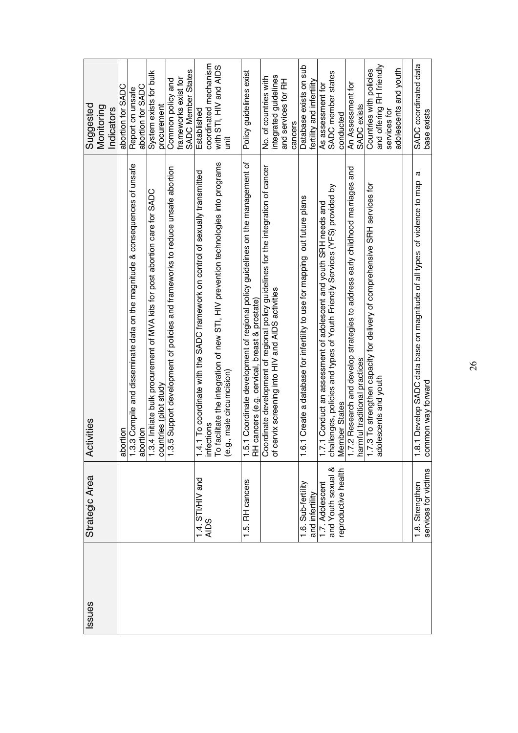| Issues | Strategic Area | Activities | Suggested Monitoring Indicators |
|---|---|---|---|
| | | abortion | abortion for SADC |
| | | 1.3.3 Compile and disseminate data on the magnitude & consequences of unsafe abortion | Report on unsafe abortion for SADC |
| | | 1.3.4 Initiate bulk procurement of MVA kits for post abortion care for SADC countries (pilot study | System exists for bulk procurement |
| | | 1.3.5 Support development of policies and frameworks to reduce unsafe abortion | Common policy and frameworks exist for SADC Member States |
| | 1.4. STI/HIV and AIDS | 1.4.1 To coordinate with the SADC framework on control of sexually transmitted infections<br>To facilitate the integration of new STI, HIV prevention technologies into programs (e.g., male circumcision) | Established coordinated mechanism with STI, HIV and AIDS unit |
| | 1.5. RH cancers | 1.5.1 Coordinate development of regional policy guidelines on the management of RH cancers (e.g. cervical, breast & prostate) | Policy guidelines exist |
| | | Coordinate development of regional policy guidelines for the integration of cancer of cervix screening into HIV and AIDS activities | No. of countries with integrated guidelines and services for RH cancers |
| | 1.6. Sub-fertility and infertility | 1.6.1 Create a database for infertility to use for mapping out future plans | Database exists on sub fertility and infertility |
| | 1.7. Adolescent and Youth sexual & reproductive health | 1.7.1 Conduct an assessment of adolescent and youth SRH needs and challenges, policies and types of Youth Friendly Services (YFS) provided by Member States | As assessment for SADC member states conducted |
| | | 1.7.2 Research and develop strategies to address early childhood marriages and harmful traditional practices | An Assessment for SADC exists |
| | | 1.7.3 To strengthen capacity for delivery of comprehensive SRH services for adolescents and youth | Countries with policies and offering RH friendly services for adolescents and youth |
| | | | |
| | 1.8. Strengthen services for victims | 1.8.1 Develop SADC data base on magnitude of all types of violence to map a common way forward | SADC coordinated data base exists |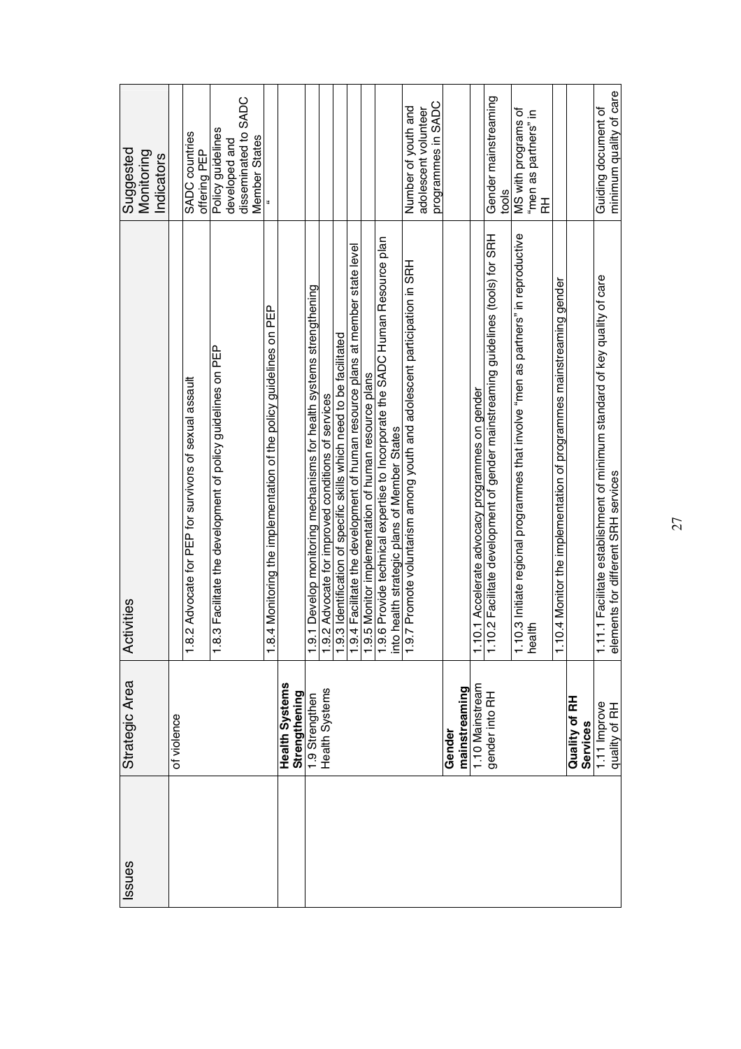| Issues | Strategic Area | Activities | Suggested Monitoring Indicators |
|---|---|---|---|
| | of violence | | |
| | | 1.8.2 Advocate for PEP for survivors of sexual assault | SADC countries offering PEP |
| | | 1.8.3 Facilitate the development of policy guidelines on PEP | Policy guidelines developed and disseminated to SADC Member States |
| | | 1.8.4 Monitoring the implementation of the policy guidelines on PEP | " |
| | **Health Systems Strengthening** | | |
| | 1.9 Strengthen Health Systems | 1.9.1 Develop monitoring mechanisms for health systems strengthening | |
| | | 1.9.2 Advocate for improved conditions of services | |
| | | 1.9.3 Identification of specific skills which need to be facilitated | |
| | | 1.9.4 Facilitate the development of human resource plans at member state level | |
| | | 1.9.5 Monitor implementation of human resource plans | |
| | | 1.9.6 Provide technical expertise to Incorporate the SADC Human Resource plan into health strategic plans of Member States | |
| | | 1.9.7 Promote voluntarism among youth and adolescent participation in SRH | Number of youth and adolescent volunteer programmes in SADC |
| | **Gender mainstreaming** | | |
| | 1.10 Mainstream gender into RH | 1.10.1 Accelerate advocacy programmes on gender | |
| | | 1.10.2 Facilitate development of gender mainstreaming guidelines (tools) for SRH | Gender mainstreaming tools |
| | | 1.10.3 Initiate regional programmes that involve "men as partners" in reproductive health | MS with programs of "men as partners" in RH |
| | | 1.10.4 Monitor the implementation of programmes mainstreaming gender | |
| | **Quality of RH Services** | | |
| | 1.11 Improve quality of RH | 1.11.1 Facilitate establishment of minimum standard of key quality of care elements for different SRH services | Guiding document of minimum quality of care |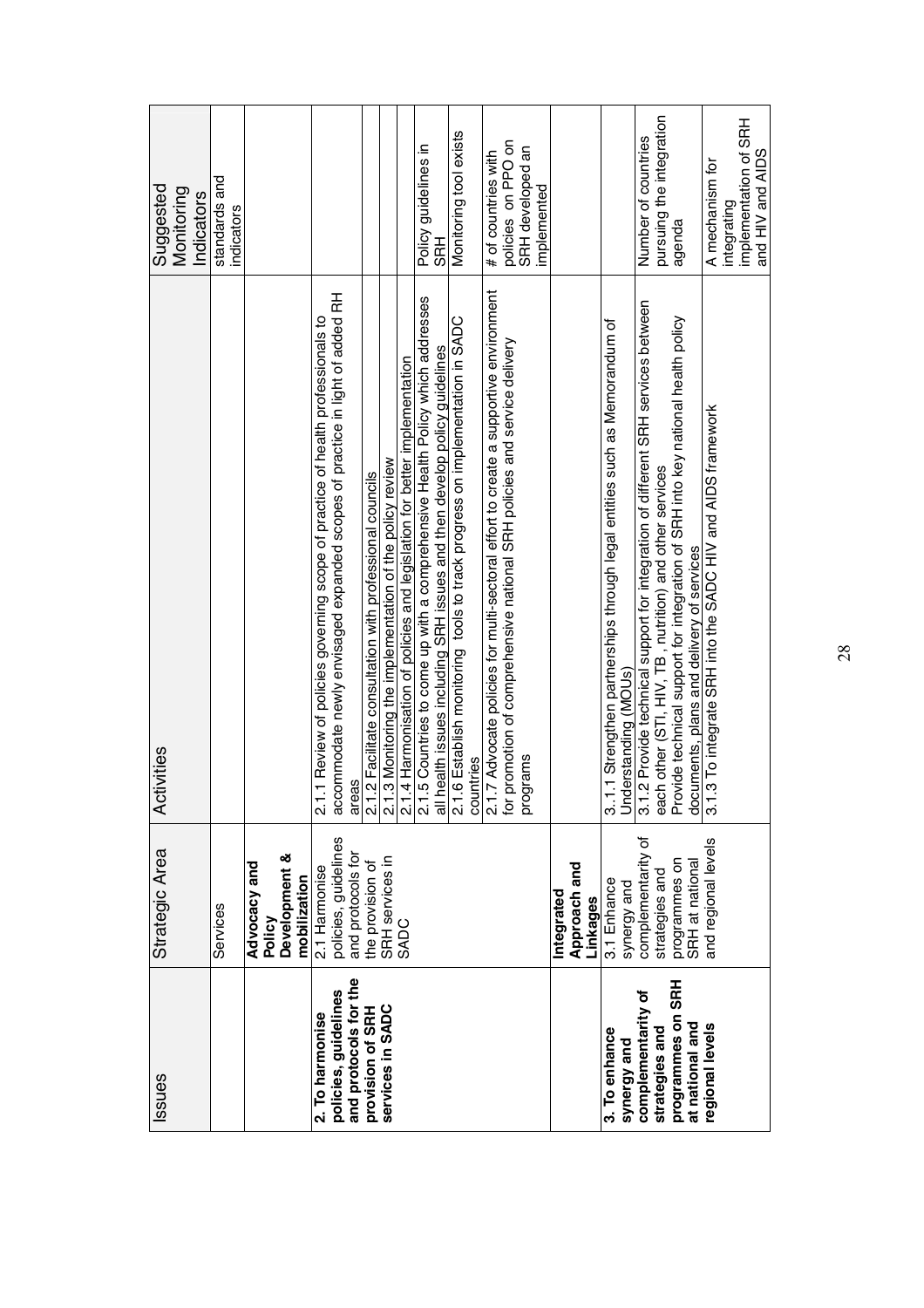| Issues | Strategic Area | Activities | Suggested Monitoring Indicators |
|---|---|---|---|
| | Services | | standards and indicators |
| | **Advocacy and Policy Development & mobilization** | | |
| **2. To harmonise policies, guidelines and protocols for the provision of SRH services in SADC** | 2.1 Harmonise policies, guidelines and protocols for the provision of SRH services in SADC | 2.1.1 Review of policies governing scope of practice of health professionals to accommodate newly envisaged expanded scopes of practice in light of added RH areas | |
| | | 2.1.2 Facilitate consultation with professional councils | |
| | | 2.1.3 Monitoring the implementation of the policy review | |
| | | 2.1.4 Harmonisation of policies and legislation for better implementation | |
| | | 2.1.5 Countries to come up with a comprehensive Health Policy which addresses all health issues including SRH issues and then develop policy guidelines | Policy guidelines in SRH |
| | | 2.1.6 Establish monitoring tools to track progress on implementation in SADC countries | Monitoring tool exists |
| | | 2.1.7 Advocate policies for multi-sectoral effort to create a supportive environment for promotion of comprehensive national SRH policies and service delivery programs | # of countries with policies on PPO on SRH developed an implemented |
| | **Integrated Approach and Linkages** | | |
| **3. To enhance synergy and complementarity of strategies and programmes on SRH at national and regional levels** | 3.1 Enhance synergy and complementarity of strategies and programmes on SRH at national and regional levels | 3..1.1 Strengthen partnerships through legal entities such as Memorandum of Understanding (MOUs) | |
| | | 3.1.2 Provide technical support for integration of different SRH services between each other (STI, HIV, TB , nutrition) and other services<br>Provide technical support for integration of SRH into key national health policy documents, plans and delivery of services | Number of countries pursuing the integration agenda |
| | | 3.1.3 To integrate SRH into the SADC HIV and AIDS framework | A mechanism for integrating implementation of SRH and HIV and AIDS |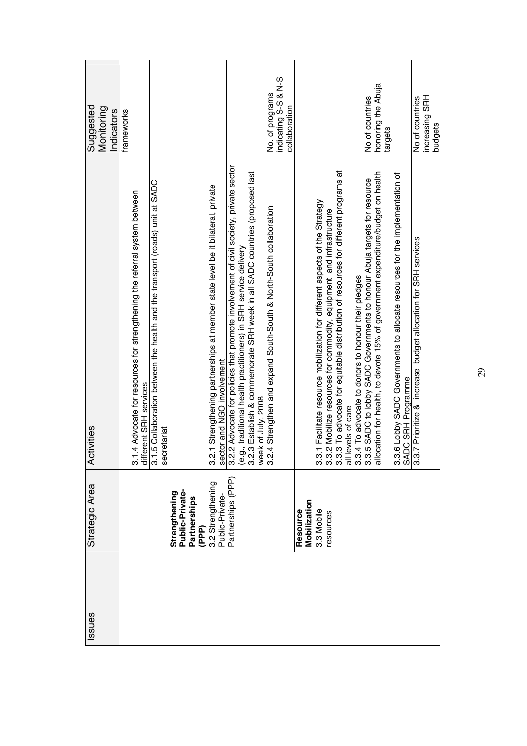| Issues | Strategic Area | Activities | Suggested Monitoring Indicators |
|---|---|---|---|
| | | | frameworks |
| | | 3.1.4 Advocate for resources for strengthening the referral system between different SRH services | |
| | | 3.1.5 Collaboration between the health and the transport (roads) unit at SADC secretariat | |
| | **Strengthening Public-Private-Partnerships (PPP)** | | |
| | 3.2 Strengthening Public-Private-Partnerships (PPP) | 3.2.1 Strengthening partnerships at member state level be it bilateral, private sector and NGO involvement | |
| | | 3.2.2 Advocate for policies that promote involvement of civil society, private sector (e.g,. traditional health practitioners) in SRH service delivery | |
| | | 3.2.3 Establish & commemorate SRH week in all SADC countries (proposed last week of July, 2008 | |
| | | 3.2.4 Strengthen and expand South-South & North-South collaboration | No. of programs indicating S-S & N-S collaboration |
| | **Resource Mobilization** | | |
| | 3.3 Mobile resources | 3.3.1 Facilitate resource mobilization for different aspects of the Strategy | |
| | | 3.3.2 Mobilize resources for commodity, equipment and infrastructure | |
| | | 3.3.3 To advocate for equitable distribution of resources for different programs at all levels of care | |
| | | 3.3.4 To advocate to donors to honour their pledges | |
| | | 3.3.5 SADC to lobby SADC Governments to honour Abuja targets for resource allocation for health, to devote 15% of government expenditure/budget on health | No of countries honoring the Abuja targets |
| | | 3.3.6 Lobby SADC Governments to allocate resources for the implementation of SADC SRH Programme | |
| | | 3.3.7 Prioritize & increase budget allocation for SRH services | No of countries increasing SRH budgets |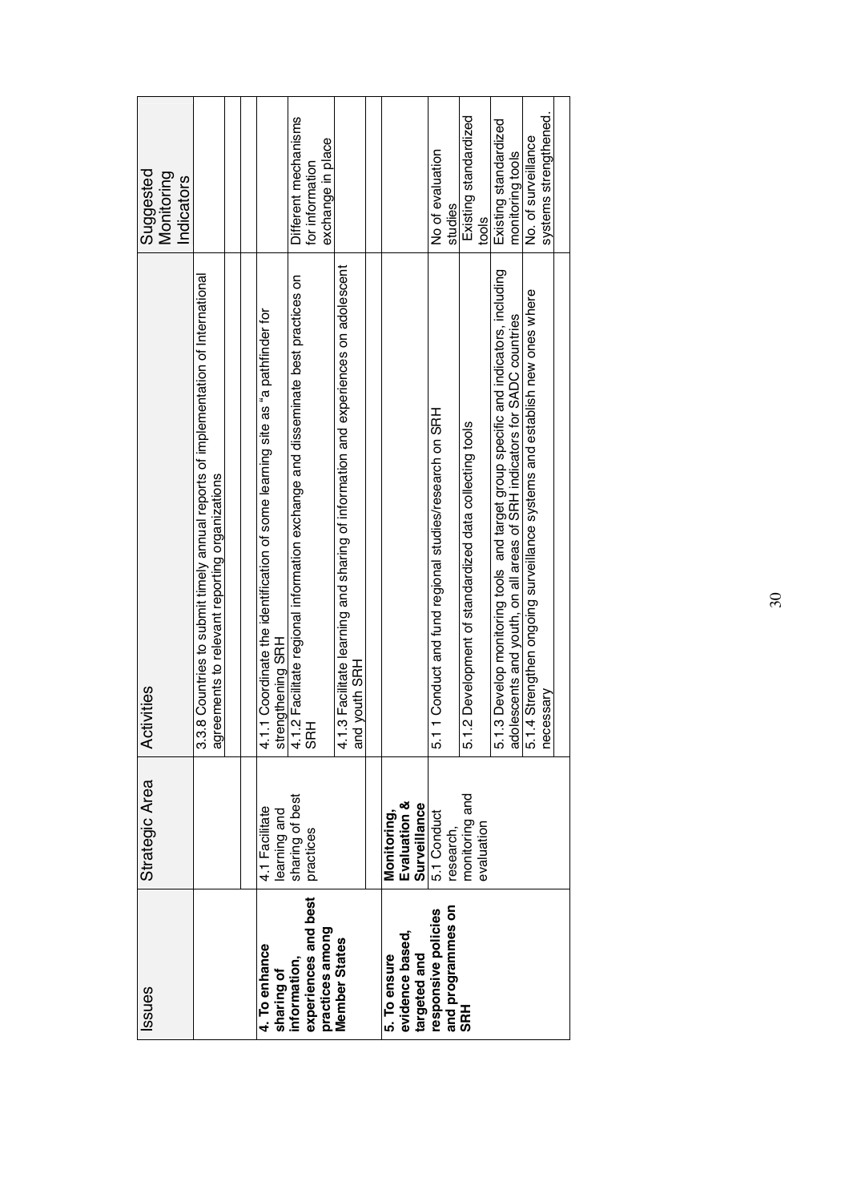| Issues | Strategic Area | Activities | Suggested Monitoring Indicators |
|---|---|---|---|
| | | 3.3.8 Countries to submit timely annual reports of implementation of International agreements to relevant reporting organizations | |
| | | | |
| **4. To enhance sharing of information, experiences and best practices among Member States** | 4.1 Facilitate learning and sharing of best practices | 4.1.1 Coordinate the identification of some learning site as "a pathfinder for strengthening SRH | |
| | | 4.1.2 Facilitate regional information exchange and disseminate best practices on SRH | Different mechanisms for information exchange in place |
| | | 4.1.3 Facilitate learning and sharing of information and experiences on adolescent and youth SRH | |
| | | | |
| **5. To ensure evidence based, targeted and responsive policies and programmes on SRH** | **Monitoring, Evaluation & Surveillance** | | |
| | 5.1 Conduct research, monitoring and evaluation | 5.1.1 Conduct and fund regional studies/research on SRH | No of evaluation studies |
| | | 5.1.2 Development of standardized data collecting tools | Existing standardized tools |
| | | 5.1.3 Develop monitoring tools and target group specific and indicators, including adolescents and youth, on all areas of SRH indicators for SADC countries | Existing standardized monitoring tools |
| | | 5.1.4 Strengthen ongoing surveillance systems and establish new ones where necessary | No. of surveillance systems strengthened. |
| | | | |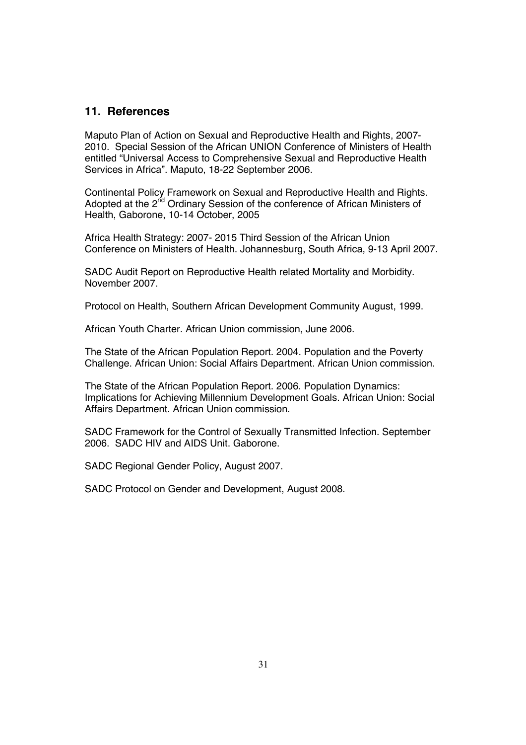## 11. References

Maputo Plan of Action on Sexual and Reproductive Health and Rights, 2007-2010. Special Session of the African UNION Conference of Ministers of Health entitled "Universal Access to Comprehensive Sexual and Reproductive Health Services in Africa". Maputo, 18-22 September 2006.

Continental Policy Framework on Sexual and Reproductive Health and Rights. Adopted at the 2nd Ordinary Session of the conference of African Ministers of Health, Gaborone, 10-14 October, 2005

Africa Health Strategy: 2007- 2015 Third Session of the African Union Conference on Ministers of Health. Johannesburg, South Africa, 9-13 April 2007.

SADC Audit Report on Reproductive Health related Mortality and Morbidity. November 2007.

Protocol on Health, Southern African Development Community August, 1999.

African Youth Charter. African Union commission, June 2006.

The State of the African Population Report. 2004. Population and the Poverty Challenge. African Union: Social Affairs Department. African Union commission.

The State of the African Population Report. 2006. Population Dynamics: Implications for Achieving Millennium Development Goals. African Union: Social Affairs Department. African Union commission.

SADC Framework for the Control of Sexually Transmitted Infection. September 2006. SADC HIV and AIDS Unit. Gaborone.

SADC Regional Gender Policy, August 2007.

SADC Protocol on Gender and Development, August 2008.